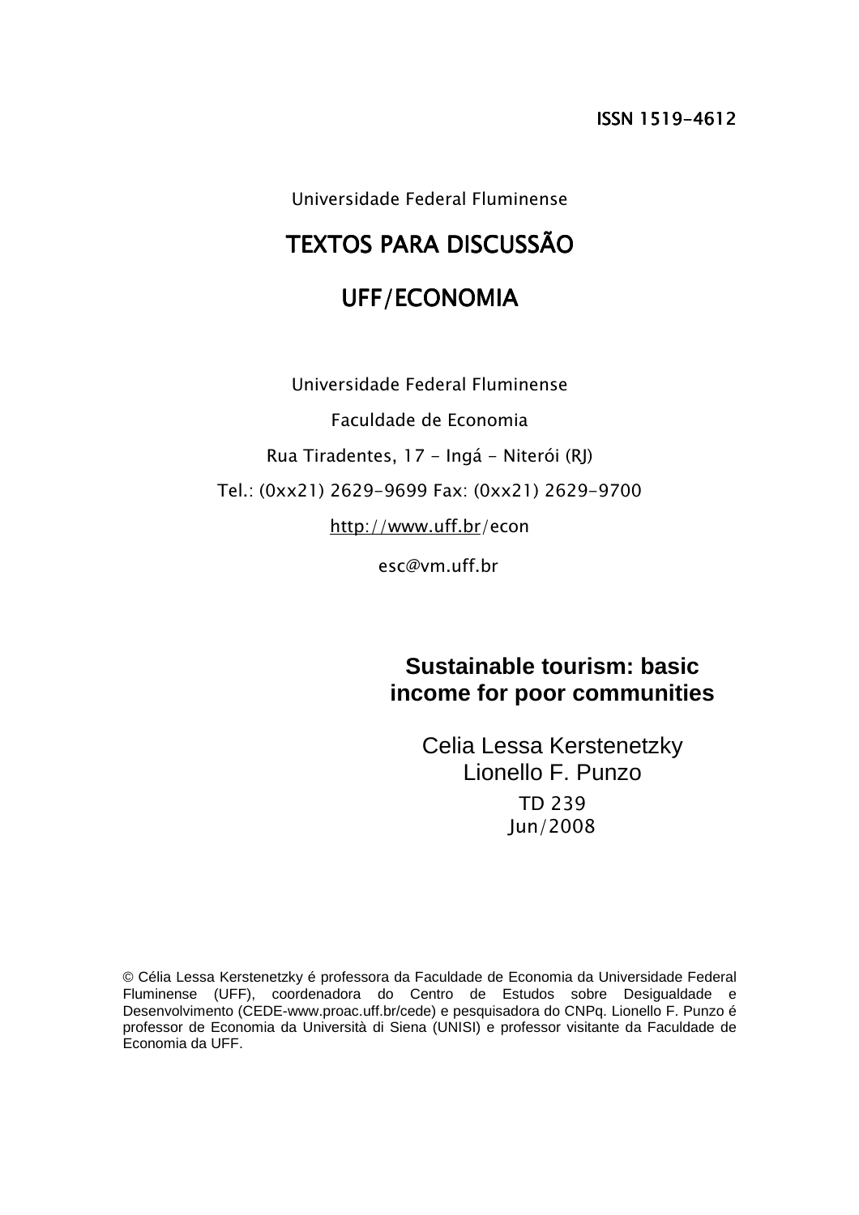ISSN 1519-4612

Universidade Federal Fluminense

# TEXTOS PARA DISCUSSÃO

# UFF/ECONOMIA

Universidade Federal Fluminense

Faculdade de Economia

Rua Tiradentes, 17 - Ingá - Niterói (RJ)

Tel.: (0xx21) 2629-9699 Fax: (0xx21) 2629-9700

http://www.uff.br/econ

esc@vm.uff.br

## Sustainable tourism: basic income for poor communities

Celia Lessa Kerstenetzky
Lionello F. Punzo

TD 239
Jun/2008

© Célia Lessa Kerstenetzky é professora da Faculdade de Economia da Universidade Federal Fluminense (UFF), coordenadora do Centro de Estudos sobre Desigualdade e Desenvolvimento (CEDE-www.proac.uff.br/cede) e pesquisadora do CNPq. Lionello F. Punzo é professor de Economia da Università di Siena (UNISI) e professor visitante da Faculdade de Economia da UFF.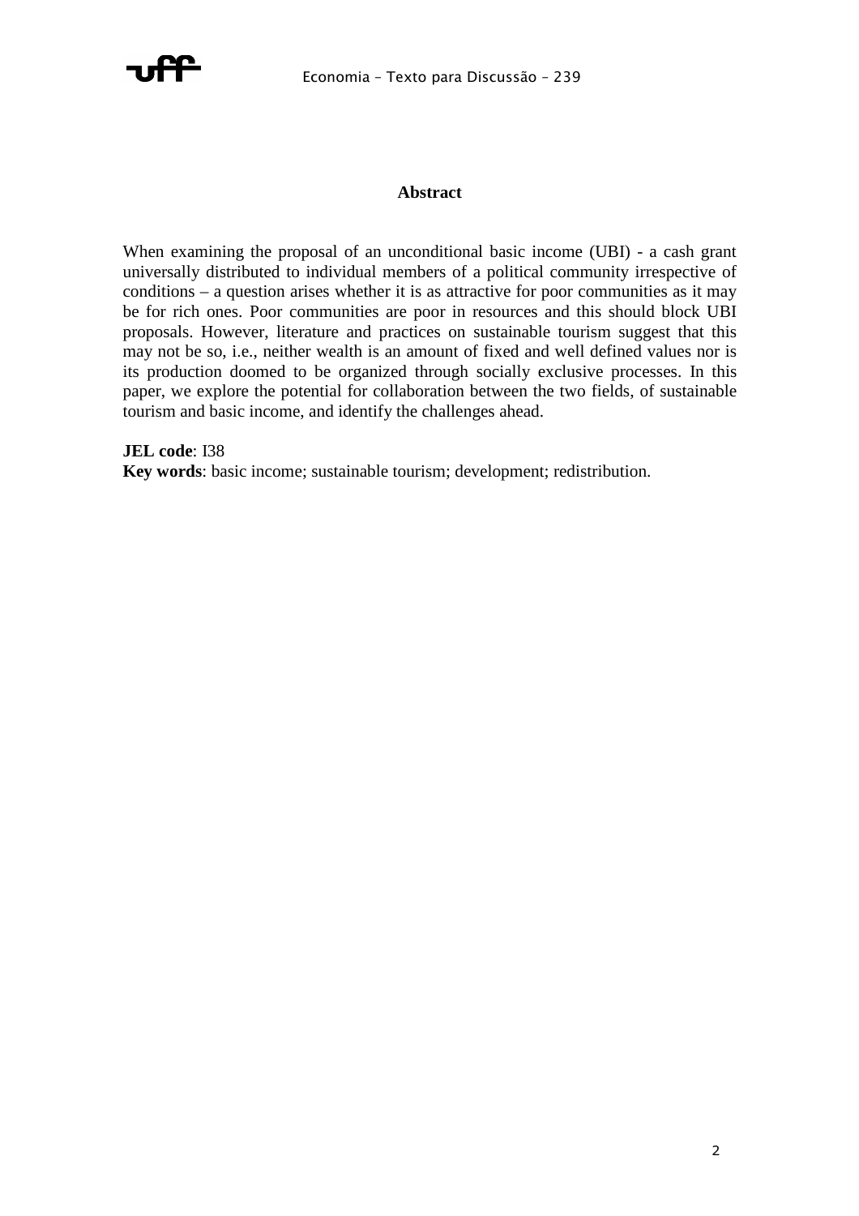## Abstract

When examining the proposal of an unconditional basic income (UBI) - a cash grant universally distributed to individual members of a political community irrespective of conditions – a question arises whether it is as attractive for poor communities as it may be for rich ones. Poor communities are poor in resources and this should block UBI proposals. However, literature and practices on sustainable tourism suggest that this may not be so, i.e., neither wealth is an amount of fixed and well defined values nor is its production doomed to be organized through socially exclusive processes. In this paper, we explore the potential for collaboration between the two fields, of sustainable tourism and basic income, and identify the challenges ahead.

**JEL code**: I38
**Key words**: basic income; sustainable tourism; development; redistribution.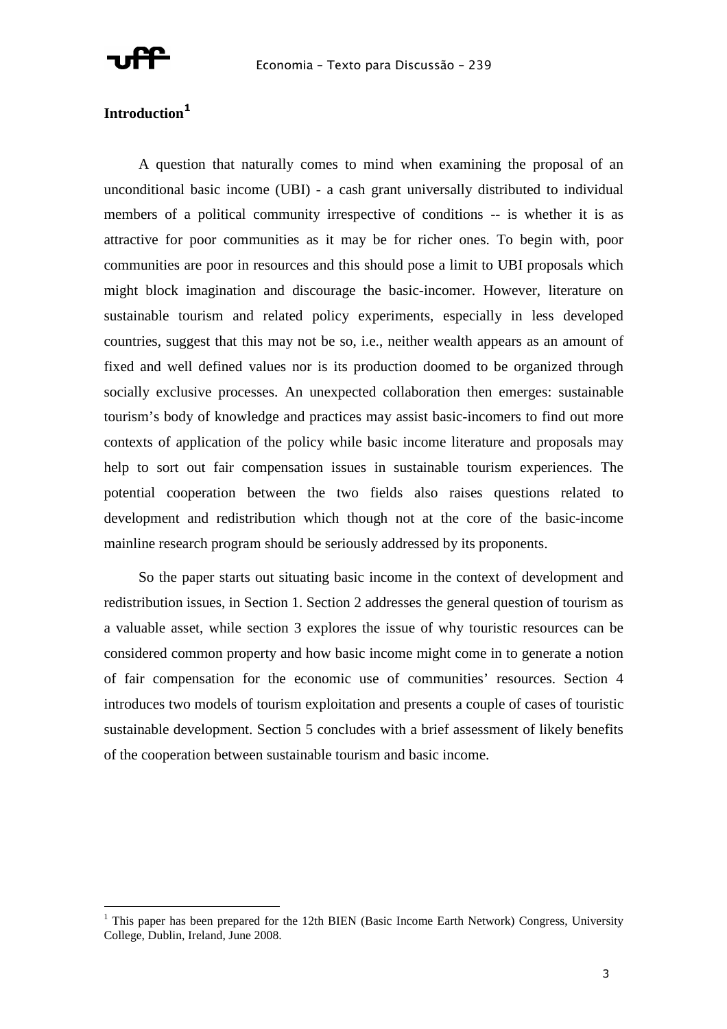## Introduction[1]

A question that naturally comes to mind when examining the proposal of an unconditional basic income (UBI) - a cash grant universally distributed to individual members of a political community irrespective of conditions -- is whether it is as attractive for poor communities as it may be for richer ones. To begin with, poor communities are poor in resources and this should pose a limit to UBI proposals which might block imagination and discourage the basic-incomer. However, literature on sustainable tourism and related policy experiments, especially in less developed countries, suggest that this may not be so, i.e., neither wealth appears as an amount of fixed and well defined values nor is its production doomed to be organized through socially exclusive processes. An unexpected collaboration then emerges: sustainable tourism's body of knowledge and practices may assist basic-incomers to find out more contexts of application of the policy while basic income literature and proposals may help to sort out fair compensation issues in sustainable tourism experiences. The potential cooperation between the two fields also raises questions related to development and redistribution which though not at the core of the basic-income mainline research program should be seriously addressed by its proponents.

So the paper starts out situating basic income in the context of development and redistribution issues, in Section 1. Section 2 addresses the general question of tourism as a valuable asset, while section 3 explores the issue of why touristic resources can be considered common property and how basic income might come in to generate a notion of fair compensation for the economic use of communities' resources. Section 4 introduces two models of tourism exploitation and presents a couple of cases of touristic sustainable development. Section 5 concludes with a brief assessment of likely benefits of the cooperation between sustainable tourism and basic income.

[1] This paper has been prepared for the 12th BIEN (Basic Income Earth Network) Congress, University College, Dublin, Ireland, June 2008.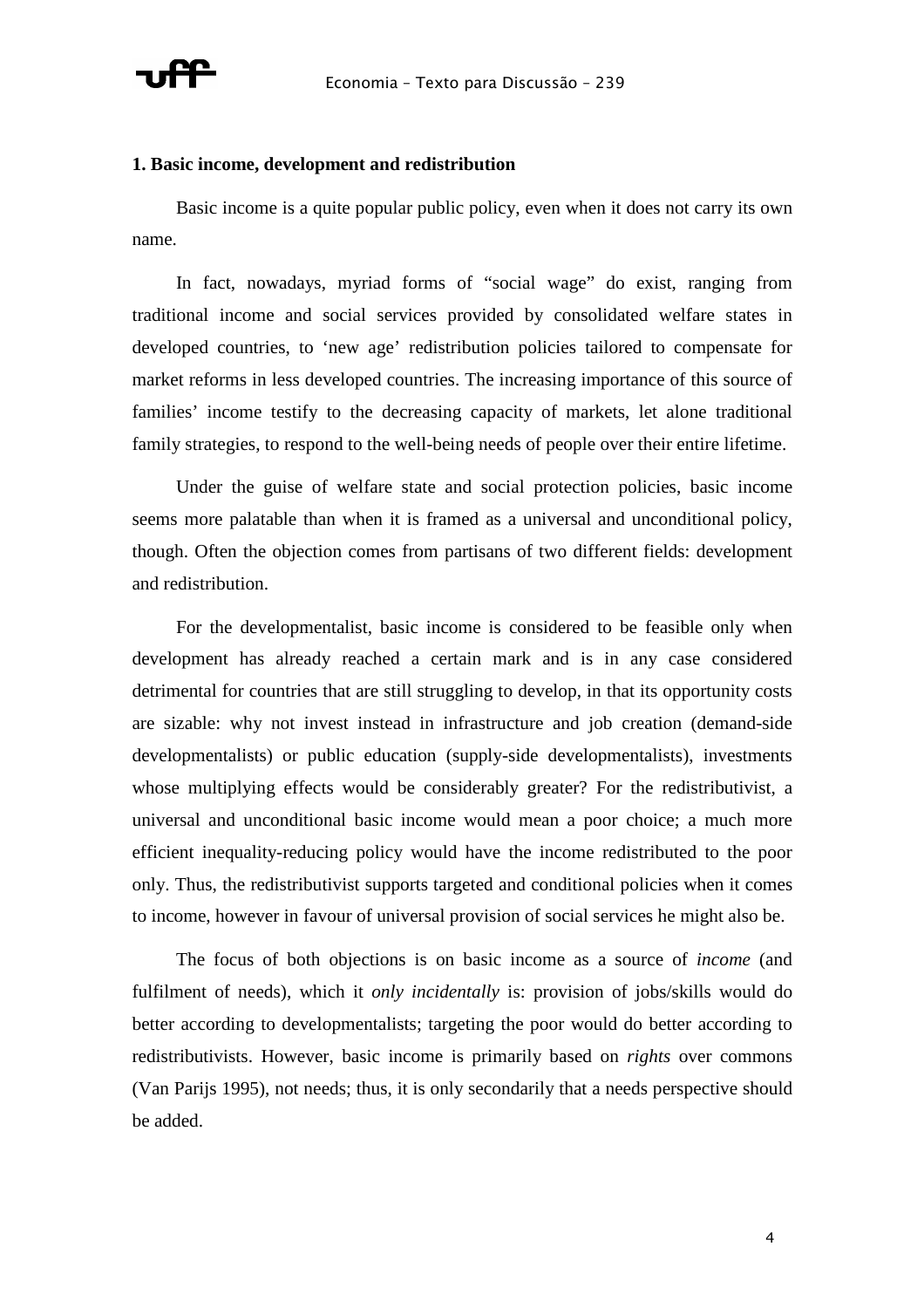## 1. Basic income, development and redistribution

Basic income is a quite popular public policy, even when it does not carry its own name.

In fact, nowadays, myriad forms of "social wage" do exist, ranging from traditional income and social services provided by consolidated welfare states in developed countries, to 'new age' redistribution policies tailored to compensate for market reforms in less developed countries. The increasing importance of this source of families' income testify to the decreasing capacity of markets, let alone traditional family strategies, to respond to the well-being needs of people over their entire lifetime.

Under the guise of welfare state and social protection policies, basic income seems more palatable than when it is framed as a universal and unconditional policy, though. Often the objection comes from partisans of two different fields: development and redistribution.

For the developmentalist, basic income is considered to be feasible only when development has already reached a certain mark and is in any case considered detrimental for countries that are still struggling to develop, in that its opportunity costs are sizable: why not invest instead in infrastructure and job creation (demand-side developmentalists) or public education (supply-side developmentalists), investments whose multiplying effects would be considerably greater? For the redistributivist, a universal and unconditional basic income would mean a poor choice; a much more efficient inequality-reducing policy would have the income redistributed to the poor only. Thus, the redistributivist supports targeted and conditional policies when it comes to income, however in favour of universal provision of social services he might also be.

The focus of both objections is on basic income as a source of *income* (and fulfilment of needs), which it *only incidentally* is: provision of jobs/skills would do better according to developmentalists; targeting the poor would do better according to redistributivists. However, basic income is primarily based on *rights* over commons (Van Parijs 1995), not needs; thus, it is only secondarily that a needs perspective should be added.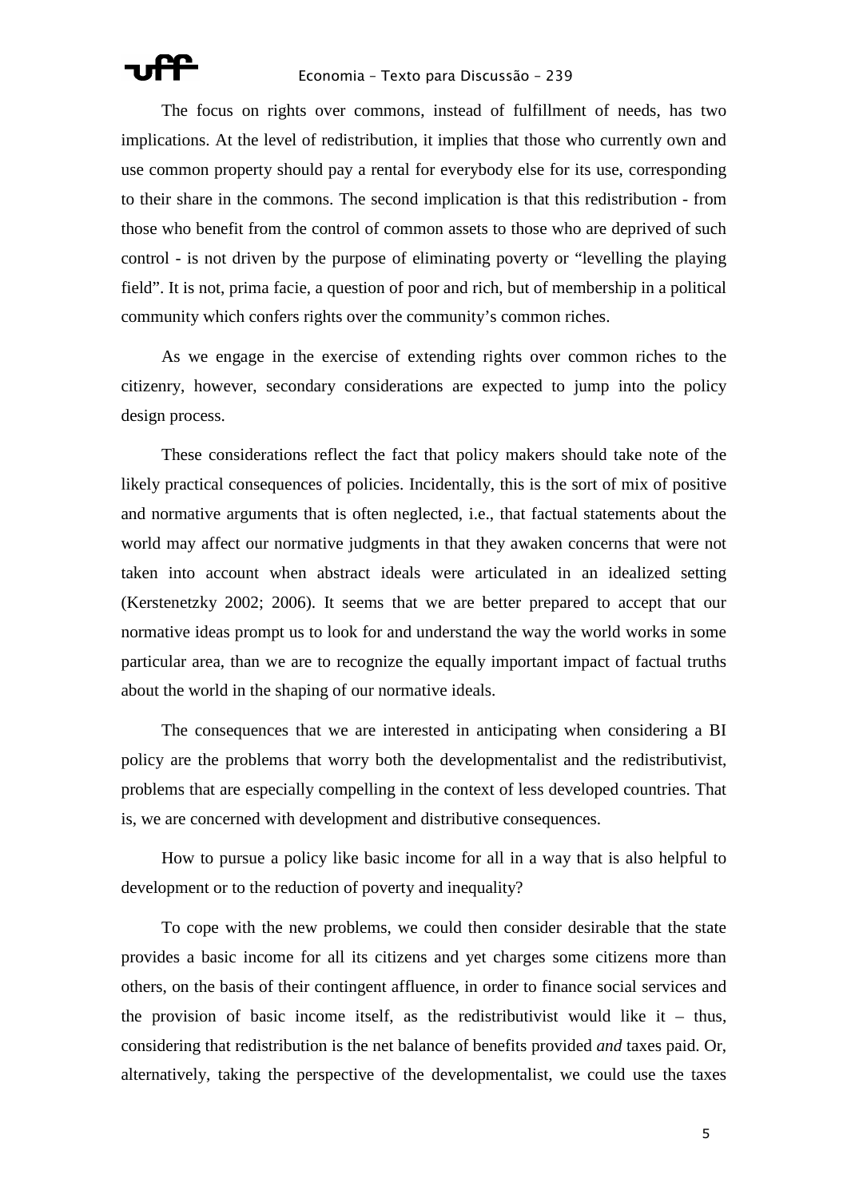The focus on rights over commons, instead of fulfillment of needs, has two implications. At the level of redistribution, it implies that those who currently own and use common property should pay a rental for everybody else for its use, corresponding to their share in the commons. The second implication is that this redistribution - from those who benefit from the control of common assets to those who are deprived of such control - is not driven by the purpose of eliminating poverty or "levelling the playing field". It is not, prima facie, a question of poor and rich, but of membership in a political community which confers rights over the community's common riches.

As we engage in the exercise of extending rights over common riches to the citizenry, however, secondary considerations are expected to jump into the policy design process.

These considerations reflect the fact that policy makers should take note of the likely practical consequences of policies. Incidentally, this is the sort of mix of positive and normative arguments that is often neglected, i.e., that factual statements about the world may affect our normative judgments in that they awaken concerns that were not taken into account when abstract ideals were articulated in an idealized setting (Kerstenetzky 2002; 2006). It seems that we are better prepared to accept that our normative ideas prompt us to look for and understand the way the world works in some particular area, than we are to recognize the equally important impact of factual truths about the world in the shaping of our normative ideals.

The consequences that we are interested in anticipating when considering a BI policy are the problems that worry both the developmentalist and the redistributivist, problems that are especially compelling in the context of less developed countries. That is, we are concerned with development and distributive consequences.

How to pursue a policy like basic income for all in a way that is also helpful to development or to the reduction of poverty and inequality?

To cope with the new problems, we could then consider desirable that the state provides a basic income for all its citizens and yet charges some citizens more than others, on the basis of their contingent affluence, in order to finance social services and the provision of basic income itself, as the redistributivist would like it – thus, considering that redistribution is the net balance of benefits provided *and* taxes paid. Or, alternatively, taking the perspective of the developmentalist, we could use the taxes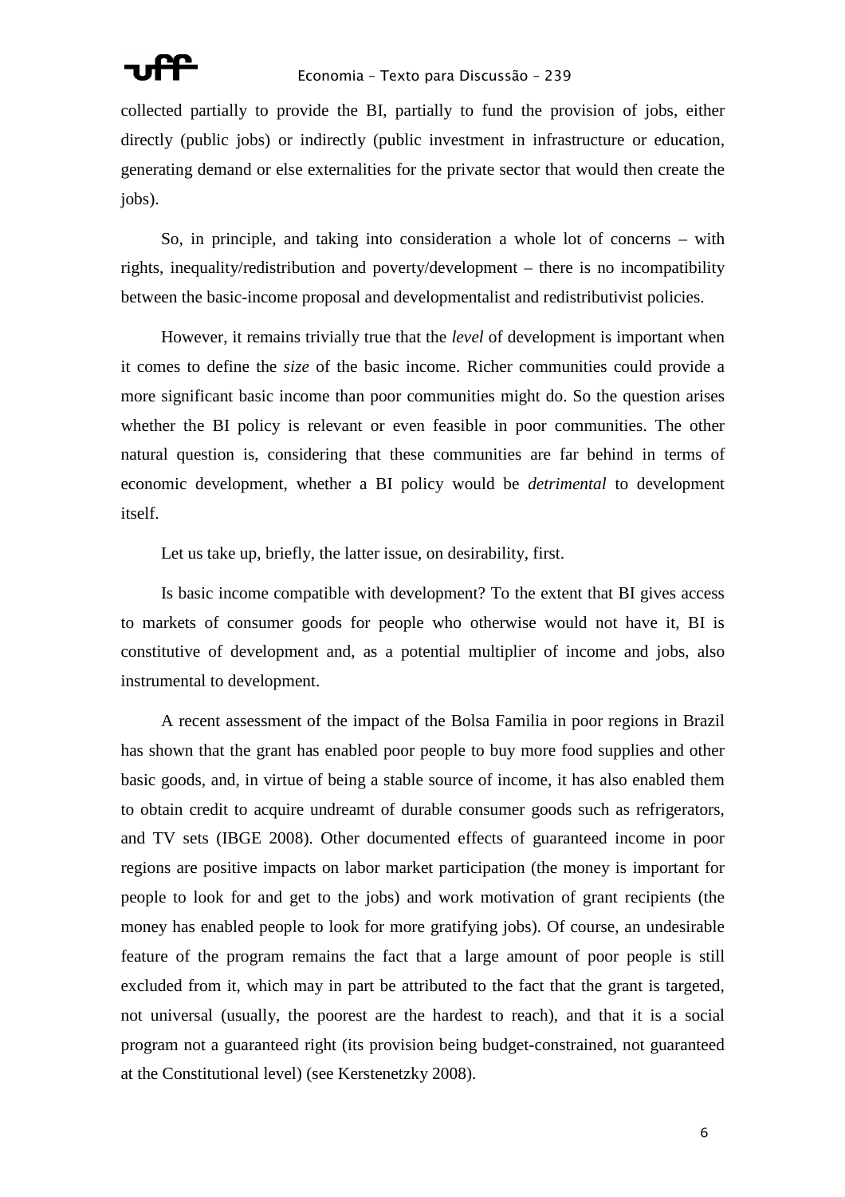collected partially to provide the BI, partially to fund the provision of jobs, either directly (public jobs) or indirectly (public investment in infrastructure or education, generating demand or else externalities for the private sector that would then create the jobs).

So, in principle, and taking into consideration a whole lot of concerns – with rights, inequality/redistribution and poverty/development – there is no incompatibility between the basic-income proposal and developmentalist and redistributivist policies.

However, it remains trivially true that the *level* of development is important when it comes to define the *size* of the basic income. Richer communities could provide a more significant basic income than poor communities might do. So the question arises whether the BI policy is relevant or even feasible in poor communities. The other natural question is, considering that these communities are far behind in terms of economic development, whether a BI policy would be *detrimental* to development itself.

Let us take up, briefly, the latter issue, on desirability, first.

Is basic income compatible with development? To the extent that BI gives access to markets of consumer goods for people who otherwise would not have it, BI is constitutive of development and, as a potential multiplier of income and jobs, also instrumental to development.

A recent assessment of the impact of the Bolsa Familia in poor regions in Brazil has shown that the grant has enabled poor people to buy more food supplies and other basic goods, and, in virtue of being a stable source of income, it has also enabled them to obtain credit to acquire undreamt of durable consumer goods such as refrigerators, and TV sets (IBGE 2008). Other documented effects of guaranteed income in poor regions are positive impacts on labor market participation (the money is important for people to look for and get to the jobs) and work motivation of grant recipients (the money has enabled people to look for more gratifying jobs). Of course, an undesirable feature of the program remains the fact that a large amount of poor people is still excluded from it, which may in part be attributed to the fact that the grant is targeted, not universal (usually, the poorest are the hardest to reach), and that it is a social program not a guaranteed right (its provision being budget-constrained, not guaranteed at the Constitutional level) (see Kerstenetzky 2008).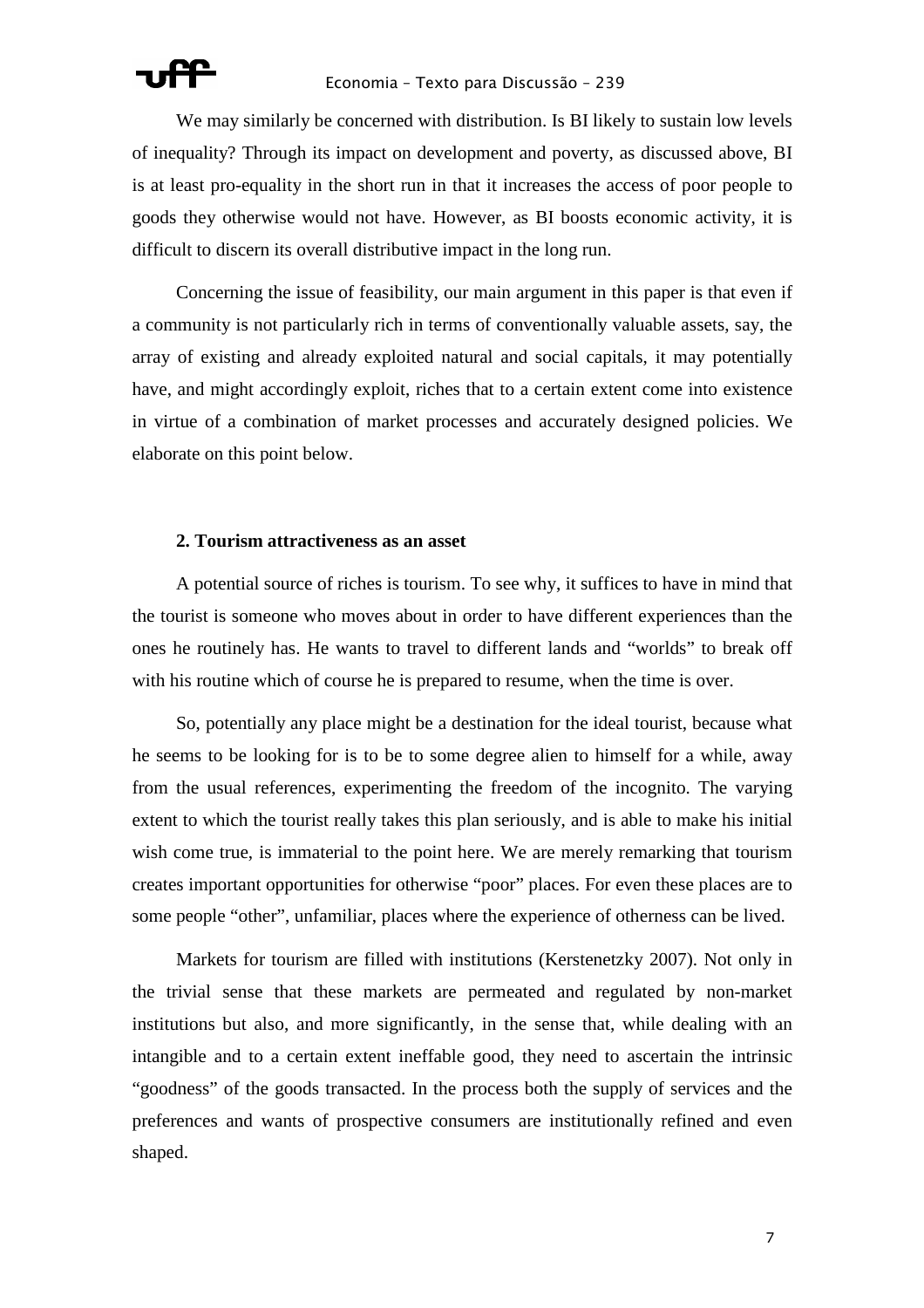We may similarly be concerned with distribution. Is BI likely to sustain low levels of inequality? Through its impact on development and poverty, as discussed above, BI is at least pro-equality in the short run in that it increases the access of poor people to goods they otherwise would not have. However, as BI boosts economic activity, it is difficult to discern its overall distributive impact in the long run.

Concerning the issue of feasibility, our main argument in this paper is that even if a community is not particularly rich in terms of conventionally valuable assets, say, the array of existing and already exploited natural and social capitals, it may potentially have, and might accordingly exploit, riches that to a certain extent come into existence in virtue of a combination of market processes and accurately designed policies. We elaborate on this point below.

## 2. Tourism attractiveness as an asset

A potential source of riches is tourism. To see why, it suffices to have in mind that the tourist is someone who moves about in order to have different experiences than the ones he routinely has. He wants to travel to different lands and "worlds" to break off with his routine which of course he is prepared to resume, when the time is over.

So, potentially any place might be a destination for the ideal tourist, because what he seems to be looking for is to be to some degree alien to himself for a while, away from the usual references, experimenting the freedom of the incognito. The varying extent to which the tourist really takes this plan seriously, and is able to make his initial wish come true, is immaterial to the point here. We are merely remarking that tourism creates important opportunities for otherwise "poor" places. For even these places are to some people "other", unfamiliar, places where the experience of otherness can be lived.

Markets for tourism are filled with institutions (Kerstenetzky 2007). Not only in the trivial sense that these markets are permeated and regulated by non-market institutions but also, and more significantly, in the sense that, while dealing with an intangible and to a certain extent ineffable good, they need to ascertain the intrinsic "goodness" of the goods transacted. In the process both the supply of services and the preferences and wants of prospective consumers are institutionally refined and even shaped.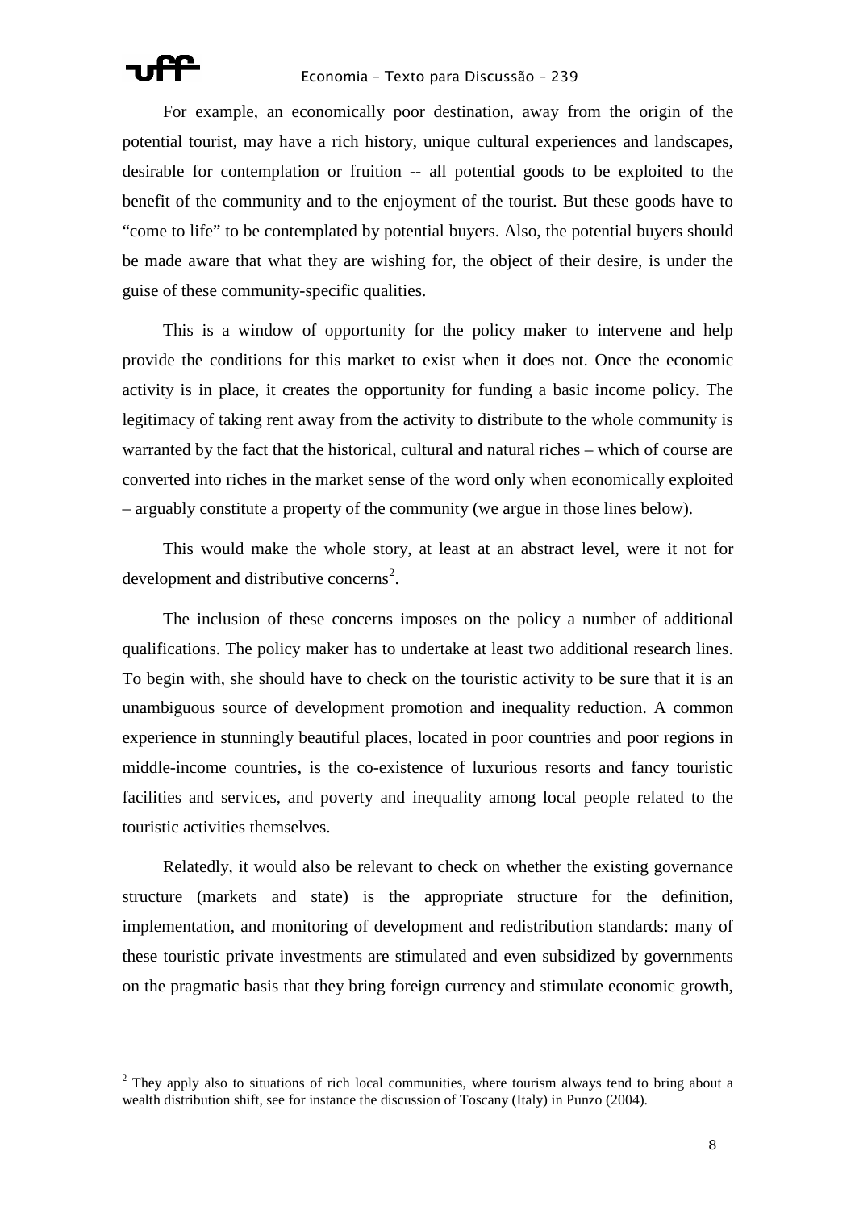For example, an economically poor destination, away from the origin of the potential tourist, may have a rich history, unique cultural experiences and landscapes, desirable for contemplation or fruition -- all potential goods to be exploited to the benefit of the community and to the enjoyment of the tourist. But these goods have to "come to life" to be contemplated by potential buyers. Also, the potential buyers should be made aware that what they are wishing for, the object of their desire, is under the guise of these community-specific qualities.

This is a window of opportunity for the policy maker to intervene and help provide the conditions for this market to exist when it does not. Once the economic activity is in place, it creates the opportunity for funding a basic income policy. The legitimacy of taking rent away from the activity to distribute to the whole community is warranted by the fact that the historical, cultural and natural riches – which of course are converted into riches in the market sense of the word only when economically exploited – arguably constitute a property of the community (we argue in those lines below).

This would make the whole story, at least at an abstract level, were it not for development and distributive concerns[2].

The inclusion of these concerns imposes on the policy a number of additional qualifications. The policy maker has to undertake at least two additional research lines. To begin with, she should have to check on the touristic activity to be sure that it is an unambiguous source of development promotion and inequality reduction. A common experience in stunningly beautiful places, located in poor countries and poor regions in middle-income countries, is the co-existence of luxurious resorts and fancy touristic facilities and services, and poverty and inequality among local people related to the touristic activities themselves.

Relatedly, it would also be relevant to check on whether the existing governance structure (markets and state) is the appropriate structure for the definition, implementation, and monitoring of development and redistribution standards: many of these touristic private investments are stimulated and even subsidized by governments on the pragmatic basis that they bring foreign currency and stimulate economic growth,

---

[2] They apply also to situations of rich local communities, where tourism always tend to bring about a wealth distribution shift, see for instance the discussion of Toscany (Italy) in Punzo (2004).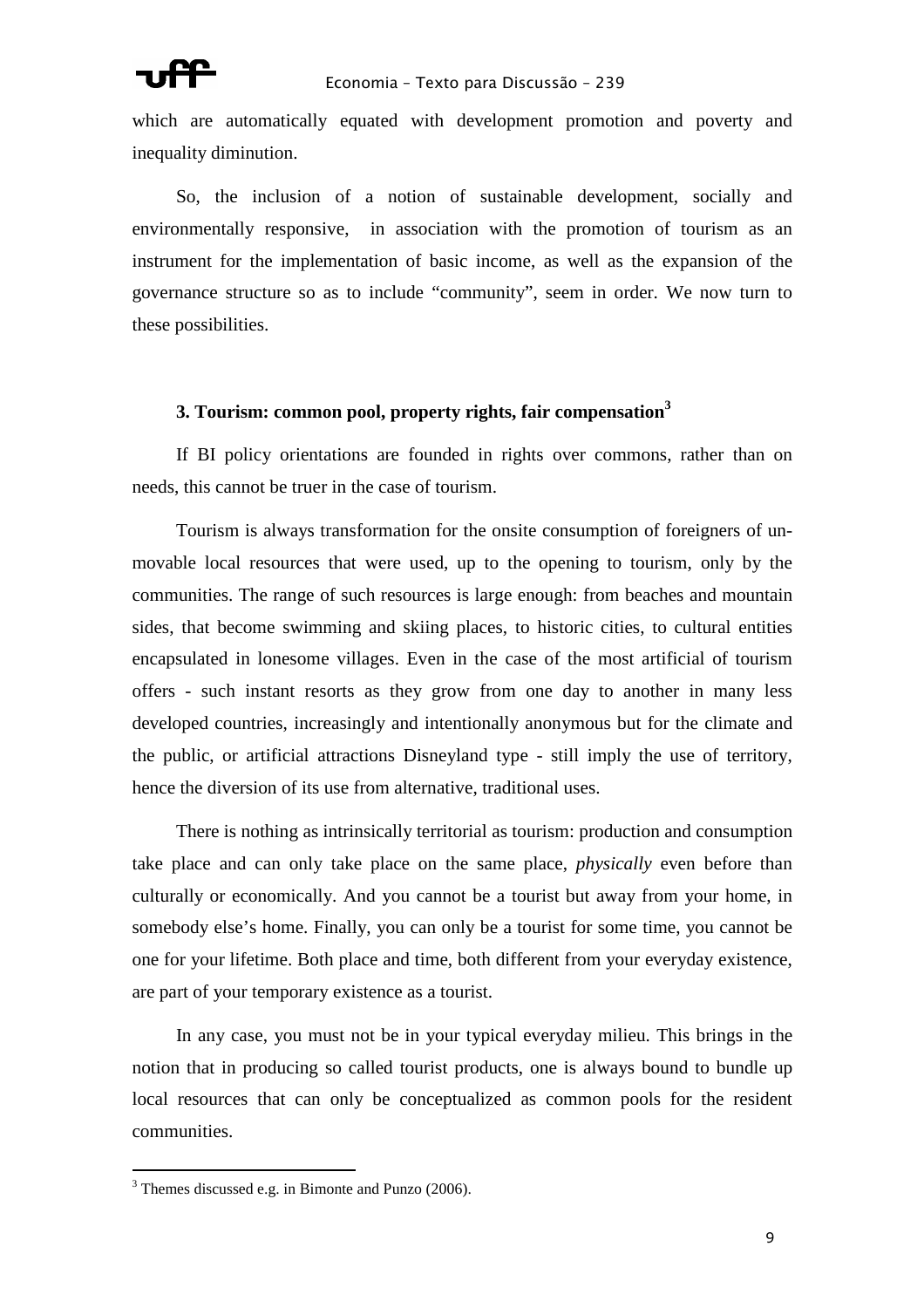which are automatically equated with development promotion and poverty and inequality diminution.

So, the inclusion of a notion of sustainable development, socially and environmentally responsive, in association with the promotion of tourism as an instrument for the implementation of basic income, as well as the expansion of the governance structure so as to include "community", seem in order. We now turn to these possibilities.

### 3. Tourism: common pool, property rights, fair compensation[3]

If BI policy orientations are founded in rights over commons, rather than on needs, this cannot be truer in the case of tourism.

Tourism is always transformation for the onsite consumption of foreigners of un-movable local resources that were used, up to the opening to tourism, only by the communities. The range of such resources is large enough: from beaches and mountain sides, that become swimming and skiing places, to historic cities, to cultural entities encapsulated in lonesome villages. Even in the case of the most artificial of tourism offers - such instant resorts as they grow from one day to another in many less developed countries, increasingly and intentionally anonymous but for the climate and the public, or artificial attractions Disneyland type - still imply the use of territory, hence the diversion of its use from alternative, traditional uses.

There is nothing as intrinsically territorial as tourism: production and consumption take place and can only take place on the same place, *physically* even before than culturally or economically. And you cannot be a tourist but away from your home, in somebody else's home. Finally, you can only be a tourist for some time, you cannot be one for your lifetime. Both place and time, both different from your everyday existence, are part of your temporary existence as a tourist.

In any case, you must not be in your typical everyday milieu. This brings in the notion that in producing so called tourist products, one is always bound to bundle up local resources that can only be conceptualized as common pools for the resident communities.

---

[3] Themes discussed e.g. in Bimonte and Punzo (2006).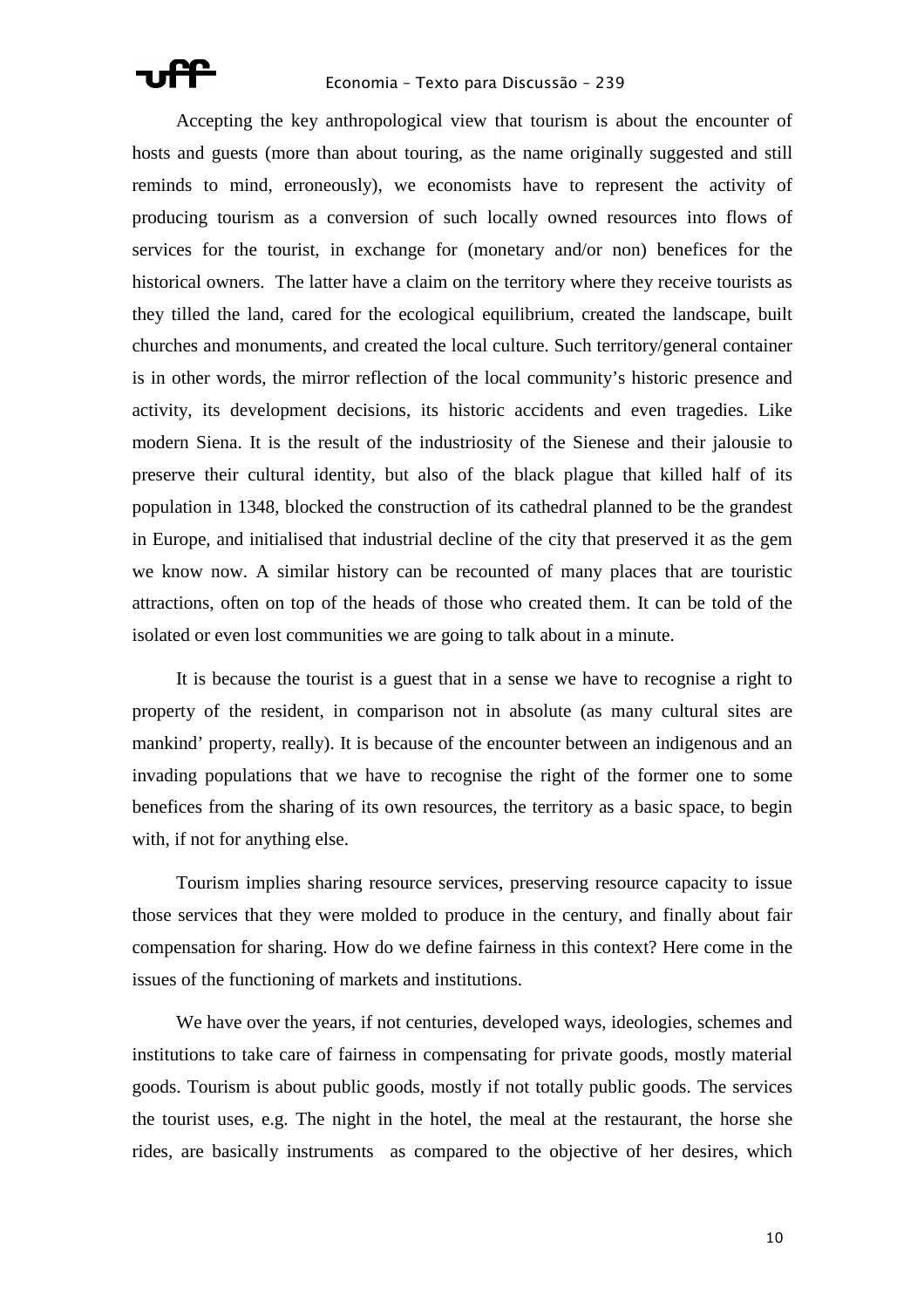Accepting the key anthropological view that tourism is about the encounter of hosts and guests (more than about touring, as the name originally suggested and still reminds to mind, erroneously), we economists have to represent the activity of producing tourism as a conversion of such locally owned resources into flows of services for the tourist, in exchange for (monetary and/or non) benefices for the historical owners. The latter have a claim on the territory where they receive tourists as they tilled the land, cared for the ecological equilibrium, created the landscape, built churches and monuments, and created the local culture. Such territory/general container is in other words, the mirror reflection of the local community's historic presence and activity, its development decisions, its historic accidents and even tragedies. Like modern Siena. It is the result of the industriosity of the Sienese and their jalousie to preserve their cultural identity, but also of the black plague that killed half of its population in 1348, blocked the construction of its cathedral planned to be the grandest in Europe, and initialised that industrial decline of the city that preserved it as the gem we know now. A similar history can be recounted of many places that are touristic attractions, often on top of the heads of those who created them. It can be told of the isolated or even lost communities we are going to talk about in a minute.

It is because the tourist is a guest that in a sense we have to recognise a right to property of the resident, in comparison not in absolute (as many cultural sites are mankind' property, really). It is because of the encounter between an indigenous and an invading populations that we have to recognise the right of the former one to some benefices from the sharing of its own resources, the territory as a basic space, to begin with, if not for anything else.

Tourism implies sharing resource services, preserving resource capacity to issue those services that they were molded to produce in the century, and finally about fair compensation for sharing. How do we define fairness in this context? Here come in the issues of the functioning of markets and institutions.

We have over the years, if not centuries, developed ways, ideologies, schemes and institutions to take care of fairness in compensating for private goods, mostly material goods. Tourism is about public goods, mostly if not totally public goods. The services the tourist uses, e.g. The night in the hotel, the meal at the restaurant, the horse she rides, are basically instruments as compared to the objective of her desires, which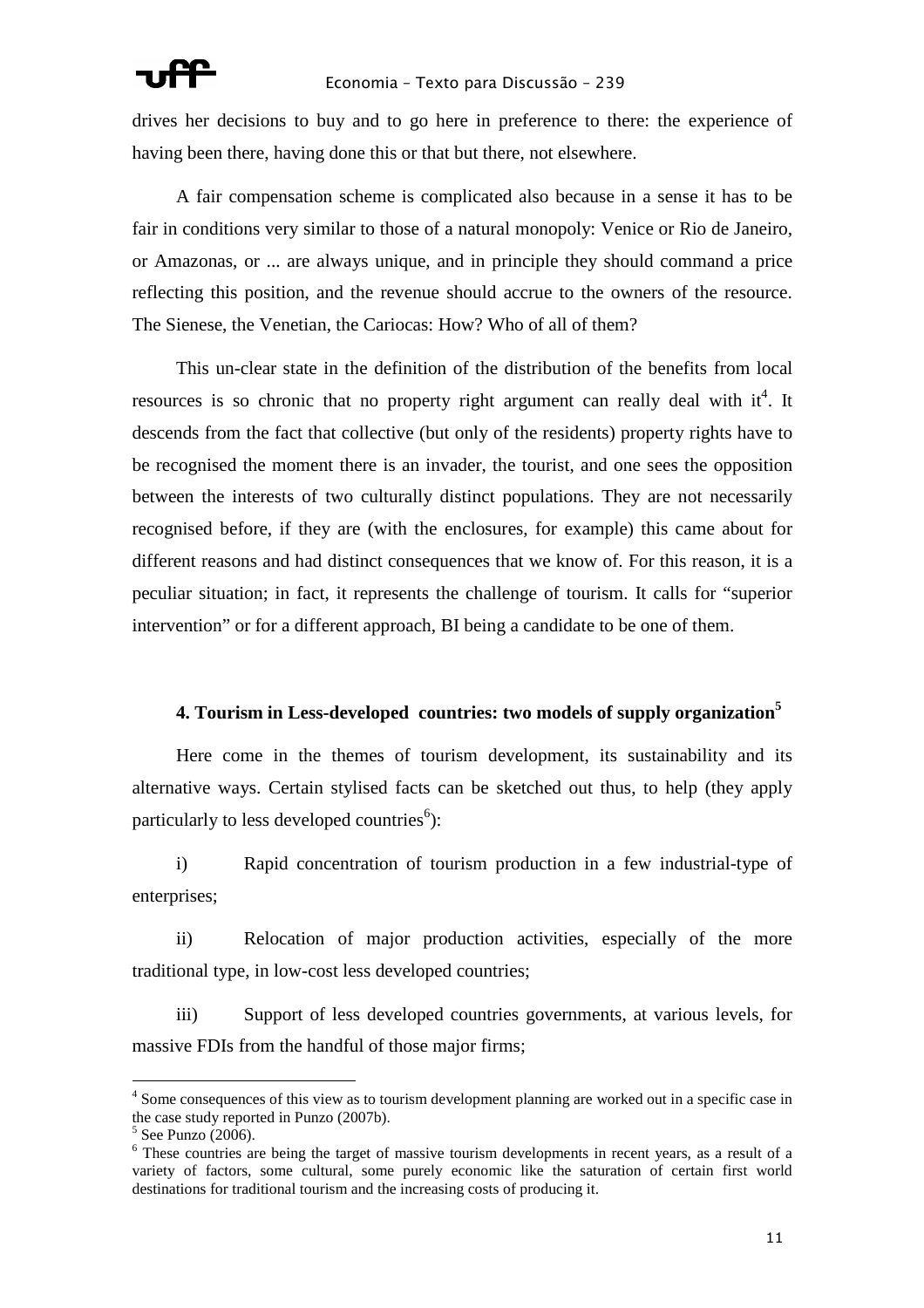drives her decisions to buy and to go here in preference to there: the experience of having been there, having done this or that but there, not elsewhere.

A fair compensation scheme is complicated also because in a sense it has to be fair in conditions very similar to those of a natural monopoly: Venice or Rio de Janeiro, or Amazonas, or ... are always unique, and in principle they should command a price reflecting this position, and the revenue should accrue to the owners of the resource. The Sienese, the Venetian, the Cariocas: How? Who of all of them?

This un-clear state in the definition of the distribution of the benefits from local resources is so chronic that no property right argument can really deal with it[4]. It descends from the fact that collective (but only of the residents) property rights have to be recognised the moment there is an invader, the tourist, and one sees the opposition between the interests of two culturally distinct populations. They are not necessarily recognised before, if they are (with the enclosures, for example) this came about for different reasons and had distinct consequences that we know of. For this reason, it is a peculiar situation; in fact, it represents the challenge of tourism. It calls for "superior intervention" or for a different approach, BI being a candidate to be one of them.

## 4. Tourism in Less-developed countries: two models of supply organization[5]

Here come in the themes of tourism development, its sustainability and its alternative ways. Certain stylised facts can be sketched out thus, to help (they apply particularly to less developed countries[6]):

i) Rapid concentration of tourism production in a few industrial-type of enterprises;

ii) Relocation of major production activities, especially of the more traditional type, in low-cost less developed countries;

iii) Support of less developed countries governments, at various levels, for massive FDIs from the handful of those major firms;

---

[4] Some consequences of this view as to tourism development planning are worked out in a specific case in the case study reported in Punzo (2007b).

[5] See Punzo (2006).

[6] These countries are being the target of massive tourism developments in recent years, as a result of a variety of factors, some cultural, some purely economic like the saturation of certain first world destinations for traditional tourism and the increasing costs of producing it.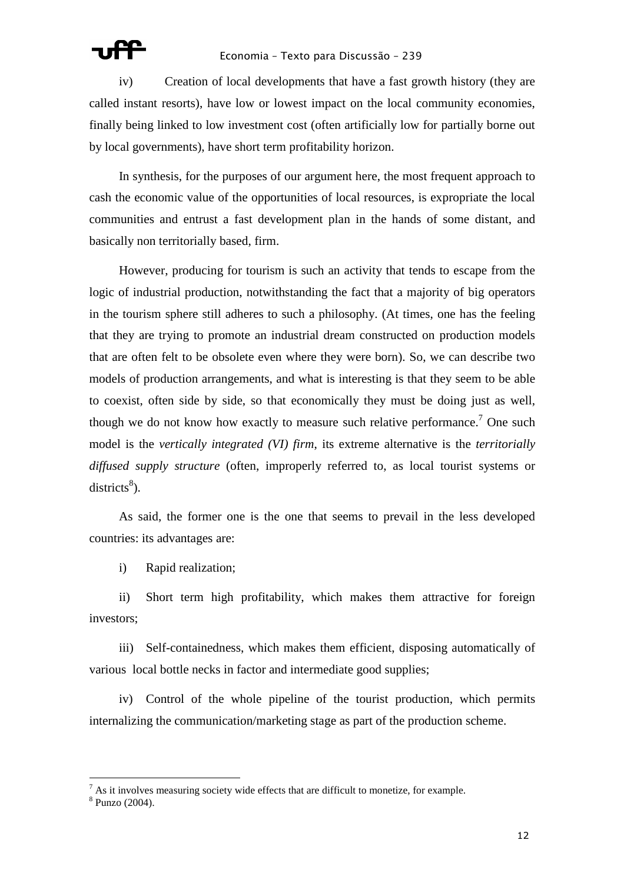iv) Creation of local developments that have a fast growth history (they are called instant resorts), have low or lowest impact on the local community economies, finally being linked to low investment cost (often artificially low for partially borne out by local governments), have short term profitability horizon.

In synthesis, for the purposes of our argument here, the most frequent approach to cash the economic value of the opportunities of local resources, is expropriate the local communities and entrust a fast development plan in the hands of some distant, and basically non territorially based, firm.

However, producing for tourism is such an activity that tends to escape from the logic of industrial production, notwithstanding the fact that a majority of big operators in the tourism sphere still adheres to such a philosophy. (At times, one has the feeling that they are trying to promote an industrial dream constructed on production models that are often felt to be obsolete even where they were born). So, we can describe two models of production arrangements, and what is interesting is that they seem to be able to coexist, often side by side, so that economically they must be doing just as well, though we do not know how exactly to measure such relative performance.[7] One such model is the *vertically integrated (VI) firm*, its extreme alternative is the *territorially diffused supply structure* (often, improperly referred to, as local tourist systems or districts[8]).

As said, the former one is the one that seems to prevail in the less developed countries: its advantages are:

i) Rapid realization;

ii) Short term high profitability, which makes them attractive for foreign investors;

iii) Self-containedness, which makes them efficient, disposing automatically of various local bottle necks in factor and intermediate good supplies;

iv) Control of the whole pipeline of the tourist production, which permits internalizing the communication/marketing stage as part of the production scheme.

---

[7] As it involves measuring society wide effects that are difficult to monetize, for example.

[8] Punzo (2004).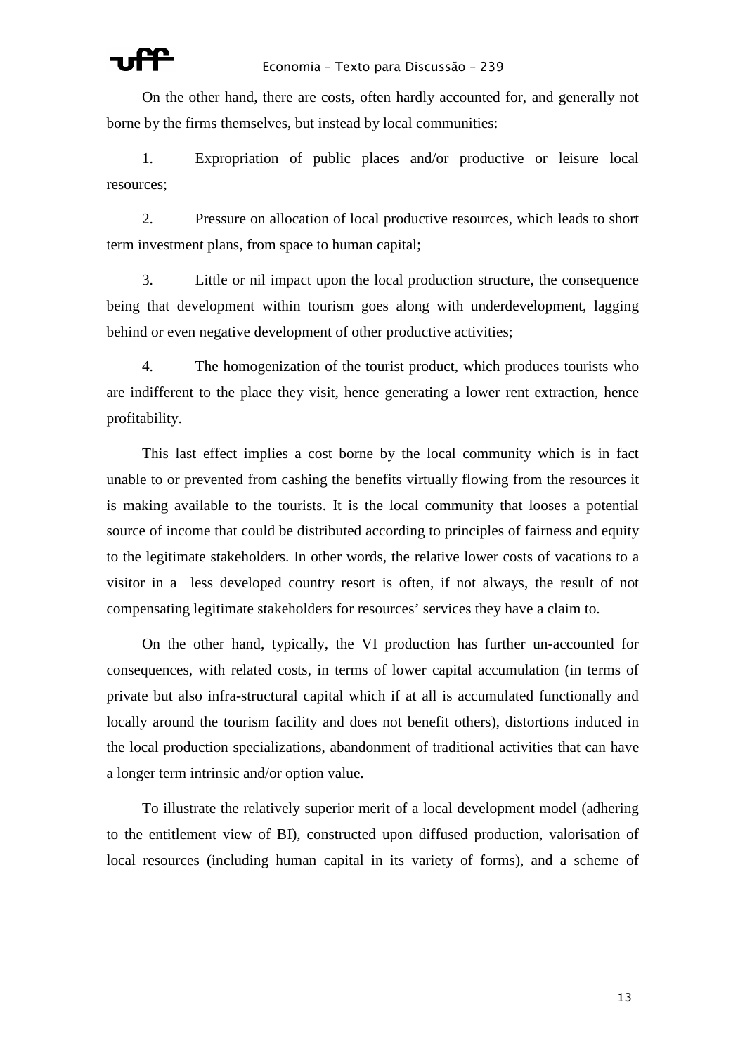On the other hand, there are costs, often hardly accounted for, and generally not borne by the firms themselves, but instead by local communities:

1. Expropriation of public places and/or productive or leisure local resources;

2. Pressure on allocation of local productive resources, which leads to short term investment plans, from space to human capital;

3. Little or nil impact upon the local production structure, the consequence being that development within tourism goes along with underdevelopment, lagging behind or even negative development of other productive activities;

4. The homogenization of the tourist product, which produces tourists who are indifferent to the place they visit, hence generating a lower rent extraction, hence profitability.

This last effect implies a cost borne by the local community which is in fact unable to or prevented from cashing the benefits virtually flowing from the resources it is making available to the tourists. It is the local community that looses a potential source of income that could be distributed according to principles of fairness and equity to the legitimate stakeholders. In other words, the relative lower costs of vacations to a visitor in a less developed country resort is often, if not always, the result of not compensating legitimate stakeholders for resources' services they have a claim to.

On the other hand, typically, the VI production has further un-accounted for consequences, with related costs, in terms of lower capital accumulation (in terms of private but also infra-structural capital which if at all is accumulated functionally and locally around the tourism facility and does not benefit others), distortions induced in the local production specializations, abandonment of traditional activities that can have a longer term intrinsic and/or option value.

To illustrate the relatively superior merit of a local development model (adhering to the entitlement view of BI), constructed upon diffused production, valorisation of local resources (including human capital in its variety of forms), and a scheme of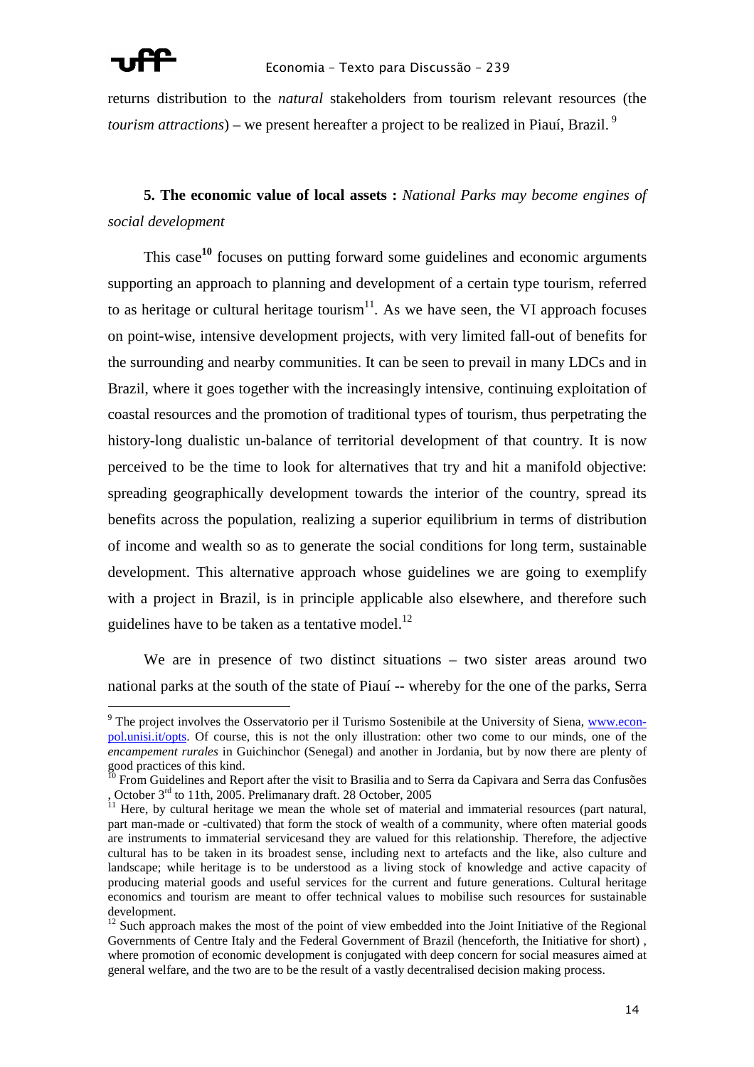returns distribution to the *natural* stakeholders from tourism relevant resources (the *tourism attractions*) – we present hereafter a project to be realized in Piauí, Brazil. [9]

## 5. The economic value of local assets : *National Parks may become engines of social development*

This case[10] focuses on putting forward some guidelines and economic arguments supporting an approach to planning and development of a certain type tourism, referred to as heritage or cultural heritage tourism[11]. As we have seen, the VI approach focuses on point-wise, intensive development projects, with very limited fall-out of benefits for the surrounding and nearby communities. It can be seen to prevail in many LDCs and in Brazil, where it goes together with the increasingly intensive, continuing exploitation of coastal resources and the promotion of traditional types of tourism, thus perpetrating the history-long dualistic un-balance of territorial development of that country. It is now perceived to be the time to look for alternatives that try and hit a manifold objective: spreading geographically development towards the interior of the country, spread its benefits across the population, realizing a superior equilibrium in terms of distribution of income and wealth so as to generate the social conditions for long term, sustainable development. This alternative approach whose guidelines we are going to exemplify with a project in Brazil, is in principle applicable also elsewhere, and therefore such guidelines have to be taken as a tentative model.[12]

We are in presence of two distinct situations – two sister areas around two national parks at the south of the state of Piauí -- whereby for the one of the parks, Serra

---

[9] The project involves the Osservatorio per il Turismo Sostenibile at the University of Siena, www.econ-pol.unisi.it/opts. Of course, this is not the only illustration: other two come to our minds, one of the *encampement rurales* in Guichinchor (Senegal) and another in Jordania, but by now there are plenty of good practices of this kind.

[10] From Guidelines and Report after the visit to Brasilia and to Serra da Capivara and Serra das Confusões , October 3rd to 11th, 2005. Prelimanary draft. 28 October, 2005

[11] Here, by cultural heritage we mean the whole set of material and immaterial resources (part natural, part man-made or -cultivated) that form the stock of wealth of a community, where often material goods are instruments to immaterial servicesand they are valued for this relationship. Therefore, the adjective cultural has to be taken in its broadest sense, including next to artefacts and the like, also culture and landscape; while heritage is to be understood as a living stock of knowledge and active capacity of producing material goods and useful services for the current and future generations. Cultural heritage economics and tourism are meant to offer technical values to mobilise such resources for sustainable development.

[12] Such approach makes the most of the point of view embedded into the Joint Initiative of the Regional Governments of Centre Italy and the Federal Government of Brazil (henceforth, the Initiative for short) , where promotion of economic development is conjugated with deep concern for social measures aimed at general welfare, and the two are to be the result of a vastly decentralised decision making process.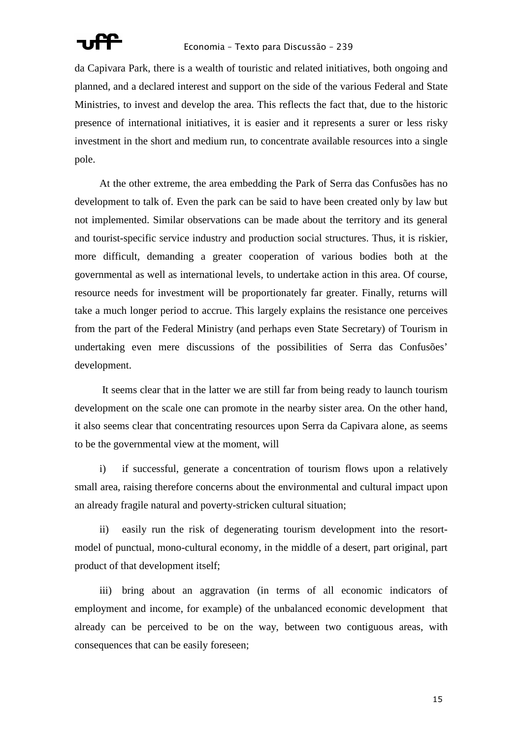da Capivara Park, there is a wealth of touristic and related initiatives, both ongoing and planned, and a declared interest and support on the side of the various Federal and State Ministries, to invest and develop the area. This reflects the fact that, due to the historic presence of international initiatives, it is easier and it represents a surer or less risky investment in the short and medium run, to concentrate available resources into a single pole.

At the other extreme, the area embedding the Park of Serra das Confusões has no development to talk of. Even the park can be said to have been created only by law but not implemented. Similar observations can be made about the territory and its general and tourist-specific service industry and production social structures. Thus, it is riskier, more difficult, demanding a greater cooperation of various bodies both at the governmental as well as international levels, to undertake action in this area. Of course, resource needs for investment will be proportionately far greater. Finally, returns will take a much longer period to accrue. This largely explains the resistance one perceives from the part of the Federal Ministry (and perhaps even State Secretary) of Tourism in undertaking even mere discussions of the possibilities of Serra das Confusões' development.

It seems clear that in the latter we are still far from being ready to launch tourism development on the scale one can promote in the nearby sister area. On the other hand, it also seems clear that concentrating resources upon Serra da Capivara alone, as seems to be the governmental view at the moment, will

i) if successful, generate a concentration of tourism flows upon a relatively small area, raising therefore concerns about the environmental and cultural impact upon an already fragile natural and poverty-stricken cultural situation;

ii) easily run the risk of degenerating tourism development into the resort-model of punctual, mono-cultural economy, in the middle of a desert, part original, part product of that development itself;

iii) bring about an aggravation (in terms of all economic indicators of employment and income, for example) of the unbalanced economic development that already can be perceived to be on the way, between two contiguous areas, with consequences that can be easily foreseen;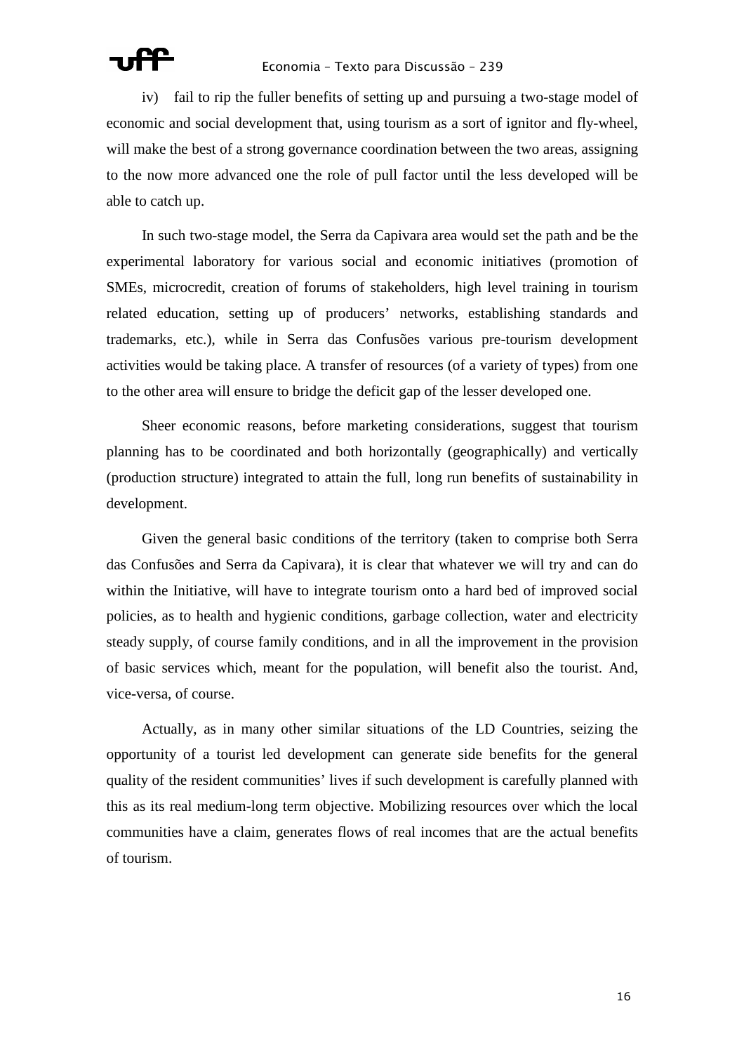iv) fail to rip the fuller benefits of setting up and pursuing a two-stage model of economic and social development that, using tourism as a sort of ignitor and fly-wheel, will make the best of a strong governance coordination between the two areas, assigning to the now more advanced one the role of pull factor until the less developed will be able to catch up.

In such two-stage model, the Serra da Capivara area would set the path and be the experimental laboratory for various social and economic initiatives (promotion of SMEs, microcredit, creation of forums of stakeholders, high level training in tourism related education, setting up of producers' networks, establishing standards and trademarks, etc.), while in Serra das Confusões various pre-tourism development activities would be taking place. A transfer of resources (of a variety of types) from one to the other area will ensure to bridge the deficit gap of the lesser developed one.

Sheer economic reasons, before marketing considerations, suggest that tourism planning has to be coordinated and both horizontally (geographically) and vertically (production structure) integrated to attain the full, long run benefits of sustainability in development.

Given the general basic conditions of the territory (taken to comprise both Serra das Confusões and Serra da Capivara), it is clear that whatever we will try and can do within the Initiative, will have to integrate tourism onto a hard bed of improved social policies, as to health and hygienic conditions, garbage collection, water and electricity steady supply, of course family conditions, and in all the improvement in the provision of basic services which, meant for the population, will benefit also the tourist. And, vice-versa, of course.

Actually, as in many other similar situations of the LD Countries, seizing the opportunity of a tourist led development can generate side benefits for the general quality of the resident communities' lives if such development is carefully planned with this as its real medium-long term objective. Mobilizing resources over which the local communities have a claim, generates flows of real incomes that are the actual benefits of tourism.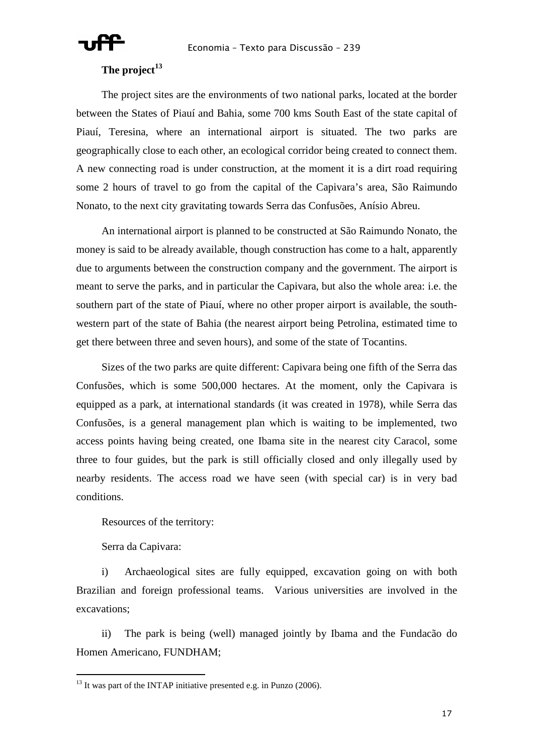## The project[13]

The project sites are the environments of two national parks, located at the border between the States of Piauí and Bahia, some 700 kms South East of the state capital of Piauí, Teresina, where an international airport is situated. The two parks are geographically close to each other, an ecological corridor being created to connect them. A new connecting road is under construction, at the moment it is a dirt road requiring some 2 hours of travel to go from the capital of the Capivara's area, São Raimundo Nonato, to the next city gravitating towards Serra das Confusões, Anísio Abreu.

An international airport is planned to be constructed at São Raimundo Nonato, the money is said to be already available, though construction has come to a halt, apparently due to arguments between the construction company and the government. The airport is meant to serve the parks, and in particular the Capivara, but also the whole area: i.e. the southern part of the state of Piauí, where no other proper airport is available, the south-western part of the state of Bahia (the nearest airport being Petrolina, estimated time to get there between three and seven hours), and some of the state of Tocantins.

Sizes of the two parks are quite different: Capivara being one fifth of the Serra das Confusões, which is some 500,000 hectares. At the moment, only the Capivara is equipped as a park, at international standards (it was created in 1978), while Serra das Confusões, is a general management plan which is waiting to be implemented, two access points having being created, one Ibama site in the nearest city Caracol, some three to four guides, but the park is still officially closed and only illegally used by nearby residents. The access road we have seen (with special car) is in very bad conditions.

Resources of the territory:

Serra da Capivara:

i) Archaeological sites are fully equipped, excavation going on with both Brazilian and foreign professional teams. Various universities are involved in the excavations;

ii) The park is being (well) managed jointly by Ibama and the Fundacão do Homen Americano, FUNDHAM;

---

[13] It was part of the INTAP initiative presented e.g. in Punzo (2006).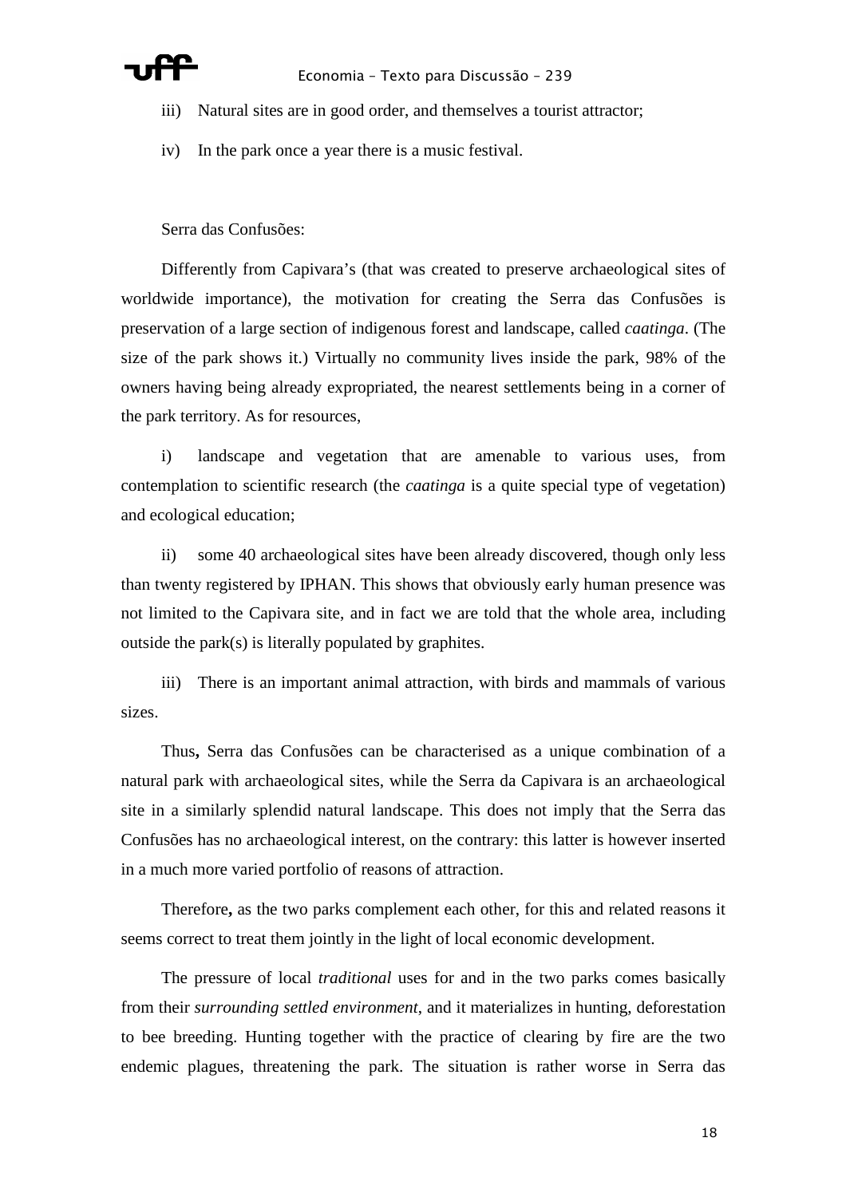iii) Natural sites are in good order, and themselves a tourist attractor;

iv) In the park once a year there is a music festival.

Serra das Confusões:

Differently from Capivara's (that was created to preserve archaeological sites of worldwide importance), the motivation for creating the Serra das Confusões is preservation of a large section of indigenous forest and landscape, called *caatinga*. (The size of the park shows it.) Virtually no community lives inside the park, 98% of the owners having being already expropriated, the nearest settlements being in a corner of the park territory. As for resources,

i) landscape and vegetation that are amenable to various uses, from contemplation to scientific research (the *caatinga* is a quite special type of vegetation) and ecological education;

ii) some 40 archaeological sites have been already discovered, though only less than twenty registered by IPHAN. This shows that obviously early human presence was not limited to the Capivara site, and in fact we are told that the whole area, including outside the park(s) is literally populated by graphites.

iii) There is an important animal attraction, with birds and mammals of various sizes.

Thus**,** Serra das Confusões can be characterised as a unique combination of a natural park with archaeological sites, while the Serra da Capivara is an archaeological site in a similarly splendid natural landscape. This does not imply that the Serra das Confusões has no archaeological interest, on the contrary: this latter is however inserted in a much more varied portfolio of reasons of attraction.

Therefore**,** as the two parks complement each other, for this and related reasons it seems correct to treat them jointly in the light of local economic development.

The pressure of local *traditional* uses for and in the two parks comes basically from their *surrounding settled environment*, and it materializes in hunting, deforestation to bee breeding. Hunting together with the practice of clearing by fire are the two endemic plagues, threatening the park. The situation is rather worse in Serra das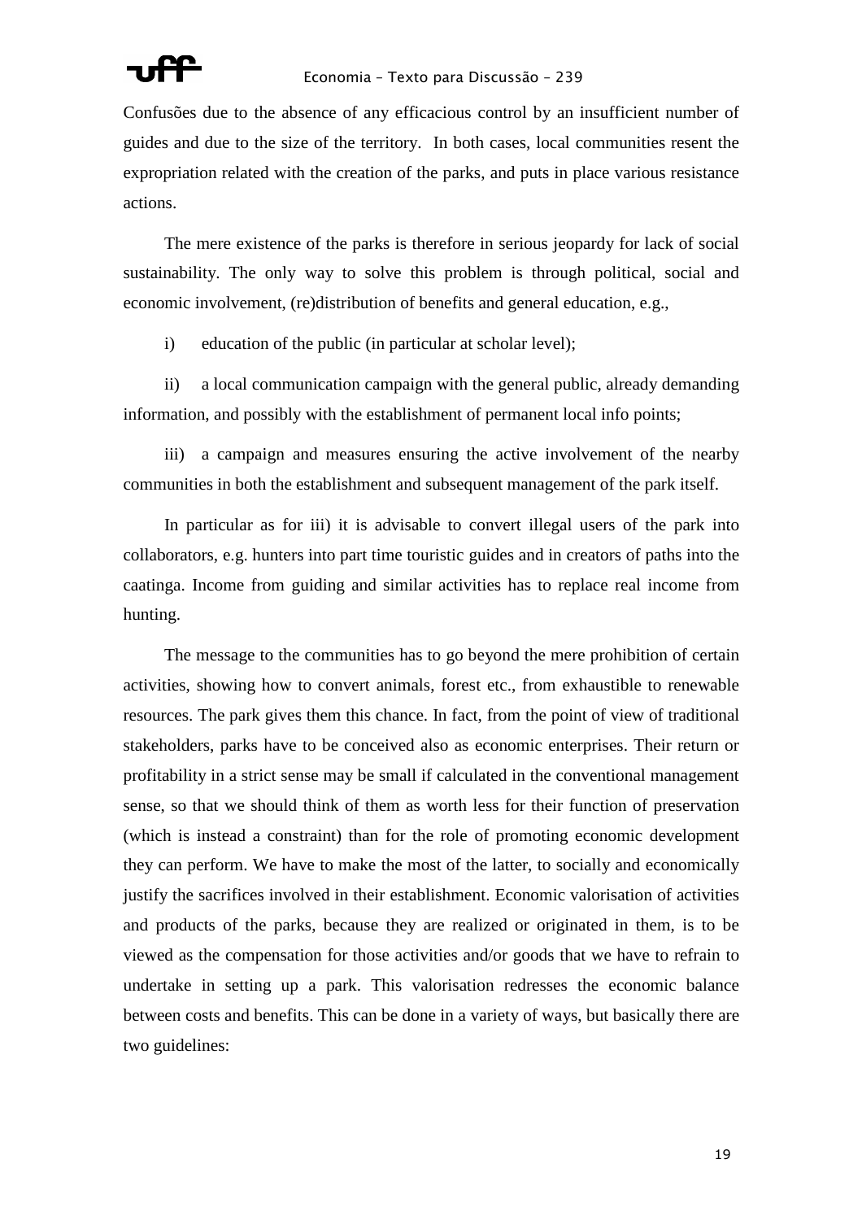Confusões due to the absence of any efficacious control by an insufficient number of guides and due to the size of the territory. In both cases, local communities resent the expropriation related with the creation of the parks, and puts in place various resistance actions.

The mere existence of the parks is therefore in serious jeopardy for lack of social sustainability. The only way to solve this problem is through political, social and economic involvement, (re)distribution of benefits and general education, e.g.,

i) education of the public (in particular at scholar level);

ii) a local communication campaign with the general public, already demanding information, and possibly with the establishment of permanent local info points;

iii) a campaign and measures ensuring the active involvement of the nearby communities in both the establishment and subsequent management of the park itself.

In particular as for iii) it is advisable to convert illegal users of the park into collaborators, e.g. hunters into part time touristic guides and in creators of paths into the caatinga. Income from guiding and similar activities has to replace real income from hunting.

The message to the communities has to go beyond the mere prohibition of certain activities, showing how to convert animals, forest etc., from exhaustible to renewable resources. The park gives them this chance. In fact, from the point of view of traditional stakeholders, parks have to be conceived also as economic enterprises. Their return or profitability in a strict sense may be small if calculated in the conventional management sense, so that we should think of them as worth less for their function of preservation (which is instead a constraint) than for the role of promoting economic development they can perform. We have to make the most of the latter, to socially and economically justify the sacrifices involved in their establishment. Economic valorisation of activities and products of the parks, because they are realized or originated in them, is to be viewed as the compensation for those activities and/or goods that we have to refrain to undertake in setting up a park. This valorisation redresses the economic balance between costs and benefits. This can be done in a variety of ways, but basically there are two guidelines: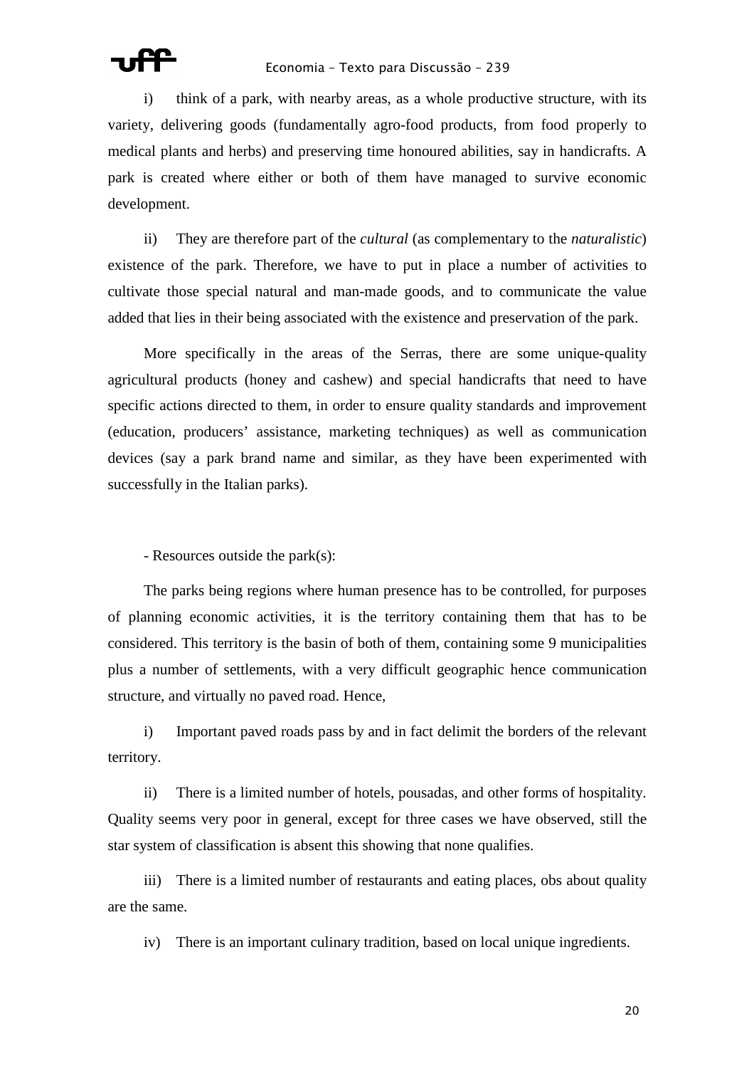i) think of a park, with nearby areas, as a whole productive structure, with its variety, delivering goods (fundamentally agro-food products, from food properly to medical plants and herbs) and preserving time honoured abilities, say in handicrafts. A park is created where either or both of them have managed to survive economic development.

ii) They are therefore part of the *cultural* (as complementary to the *naturalistic*) existence of the park. Therefore, we have to put in place a number of activities to cultivate those special natural and man-made goods, and to communicate the value added that lies in their being associated with the existence and preservation of the park.

More specifically in the areas of the Serras, there are some unique-quality agricultural products (honey and cashew) and special handicrafts that need to have specific actions directed to them, in order to ensure quality standards and improvement (education, producers' assistance, marketing techniques) as well as communication devices (say a park brand name and similar, as they have been experimented with successfully in the Italian parks).

- Resources outside the park(s):

The parks being regions where human presence has to be controlled, for purposes of planning economic activities, it is the territory containing them that has to be considered. This territory is the basin of both of them, containing some 9 municipalities plus a number of settlements, with a very difficult geographic hence communication structure, and virtually no paved road. Hence,

i) Important paved roads pass by and in fact delimit the borders of the relevant territory.

ii) There is a limited number of hotels, pousadas, and other forms of hospitality. Quality seems very poor in general, except for three cases we have observed, still the star system of classification is absent this showing that none qualifies.

iii) There is a limited number of restaurants and eating places, obs about quality are the same.

iv) There is an important culinary tradition, based on local unique ingredients.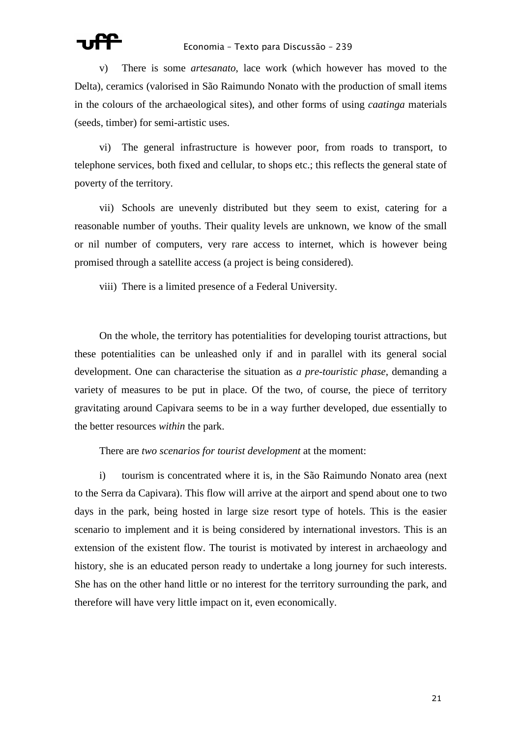v) There is some *artesanato*, lace work (which however has moved to the Delta), ceramics (valorised in São Raimundo Nonato with the production of small items in the colours of the archaeological sites), and other forms of using *caatinga* materials (seeds, timber) for semi-artistic uses.

vi) The general infrastructure is however poor, from roads to transport, to telephone services, both fixed and cellular, to shops etc.; this reflects the general state of poverty of the territory.

vii) Schools are unevenly distributed but they seem to exist, catering for a reasonable number of youths. Their quality levels are unknown, we know of the small or nil number of computers, very rare access to internet, which is however being promised through a satellite access (a project is being considered).

viii) There is a limited presence of a Federal University.

On the whole, the territory has potentialities for developing tourist attractions, but these potentialities can be unleashed only if and in parallel with its general social development. One can characterise the situation as *a pre-touristic phase*, demanding a variety of measures to be put in place. Of the two, of course, the piece of territory gravitating around Capivara seems to be in a way further developed, due essentially to the better resources *within* the park.

There are *two scenarios for tourist development* at the moment:

i) tourism is concentrated where it is, in the São Raimundo Nonato area (next to the Serra da Capivara). This flow will arrive at the airport and spend about one to two days in the park, being hosted in large size resort type of hotels. This is the easier scenario to implement and it is being considered by international investors. This is an extension of the existent flow. The tourist is motivated by interest in archaeology and history, she is an educated person ready to undertake a long journey for such interests. She has on the other hand little or no interest for the territory surrounding the park, and therefore will have very little impact on it, even economically.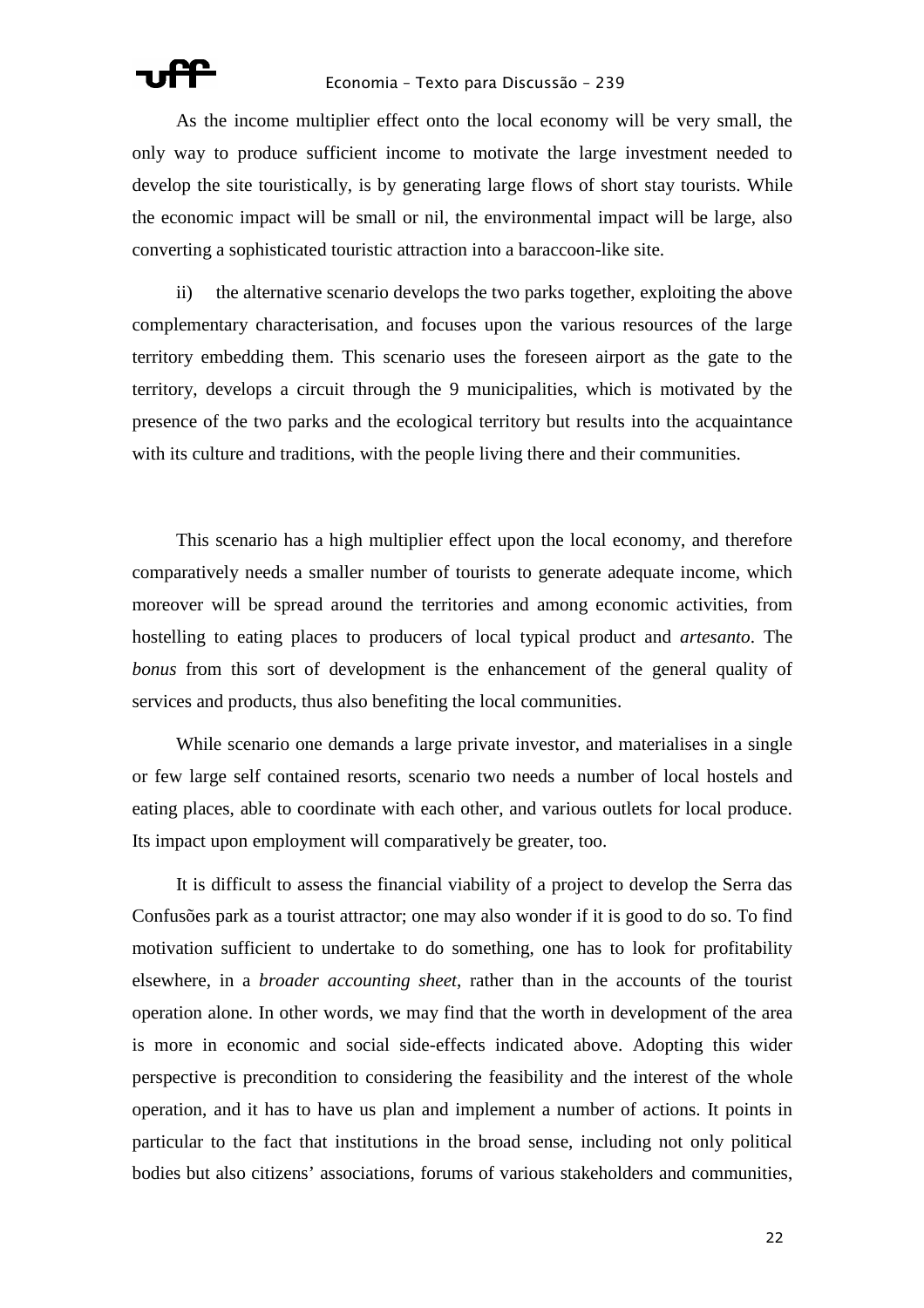As the income multiplier effect onto the local economy will be very small, the only way to produce sufficient income to motivate the large investment needed to develop the site touristically, is by generating large flows of short stay tourists. While the economic impact will be small or nil, the environmental impact will be large, also converting a sophisticated touristic attraction into a baraccoon-like site.

ii) the alternative scenario develops the two parks together, exploiting the above complementary characterisation, and focuses upon the various resources of the large territory embedding them. This scenario uses the foreseen airport as the gate to the territory, develops a circuit through the 9 municipalities, which is motivated by the presence of the two parks and the ecological territory but results into the acquaintance with its culture and traditions, with the people living there and their communities.

This scenario has a high multiplier effect upon the local economy, and therefore comparatively needs a smaller number of tourists to generate adequate income, which moreover will be spread around the territories and among economic activities, from hostelling to eating places to producers of local typical product and *artesanto*. The *bonus* from this sort of development is the enhancement of the general quality of services and products, thus also benefiting the local communities.

While scenario one demands a large private investor, and materialises in a single or few large self contained resorts, scenario two needs a number of local hostels and eating places, able to coordinate with each other, and various outlets for local produce. Its impact upon employment will comparatively be greater, too.

It is difficult to assess the financial viability of a project to develop the Serra das Confusões park as a tourist attractor; one may also wonder if it is good to do so. To find motivation sufficient to undertake to do something, one has to look for profitability elsewhere, in a *broader accounting sheet*, rather than in the accounts of the tourist operation alone. In other words, we may find that the worth in development of the area is more in economic and social side-effects indicated above. Adopting this wider perspective is precondition to considering the feasibility and the interest of the whole operation, and it has to have us plan and implement a number of actions. It points in particular to the fact that institutions in the broad sense, including not only political bodies but also citizens' associations, forums of various stakeholders and communities,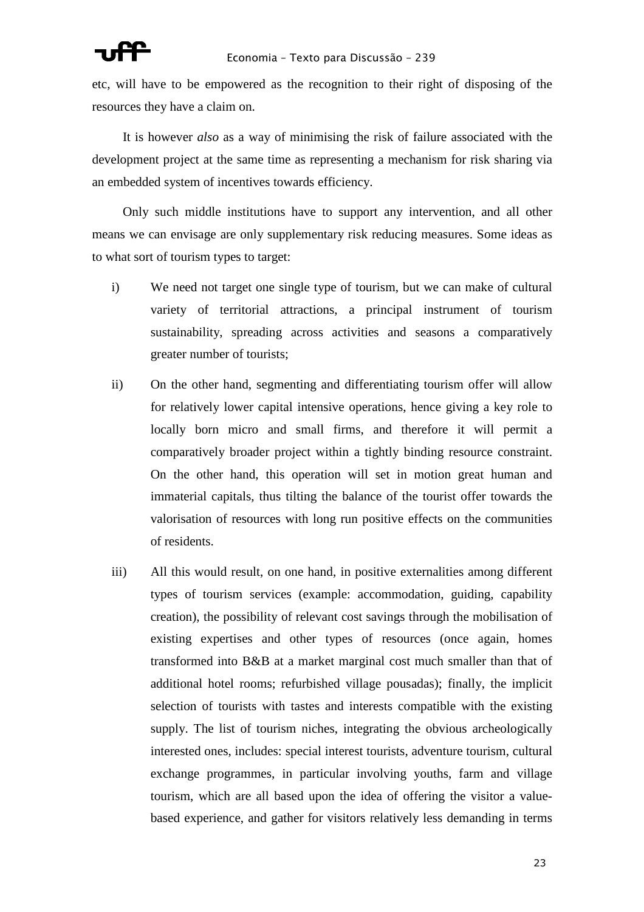etc, will have to be empowered as the recognition to their right of disposing of the resources they have a claim on.

It is however *also* as a way of minimising the risk of failure associated with the development project at the same time as representing a mechanism for risk sharing via an embedded system of incentives towards efficiency.

Only such middle institutions have to support any intervention, and all other means we can envisage are only supplementary risk reducing measures. Some ideas as to what sort of tourism types to target:

i) We need not target one single type of tourism, but we can make of cultural variety of territorial attractions, a principal instrument of tourism sustainability, spreading across activities and seasons a comparatively greater number of tourists;

ii) On the other hand, segmenting and differentiating tourism offer will allow for relatively lower capital intensive operations, hence giving a key role to locally born micro and small firms, and therefore it will permit a comparatively broader project within a tightly binding resource constraint. On the other hand, this operation will set in motion great human and immaterial capitals, thus tilting the balance of the tourist offer towards the valorisation of resources with long run positive effects on the communities of residents.

iii) All this would result, on one hand, in positive externalities among different types of tourism services (example: accommodation, guiding, capability creation), the possibility of relevant cost savings through the mobilisation of existing expertises and other types of resources (once again, homes transformed into B&B at a market marginal cost much smaller than that of additional hotel rooms; refurbished village pousadas); finally, the implicit selection of tourists with tastes and interests compatible with the existing supply. The list of tourism niches, integrating the obvious archeologically interested ones, includes: special interest tourists, adventure tourism, cultural exchange programmes, in particular involving youths, farm and village tourism, which are all based upon the idea of offering the visitor a value-based experience, and gather for visitors relatively less demanding in terms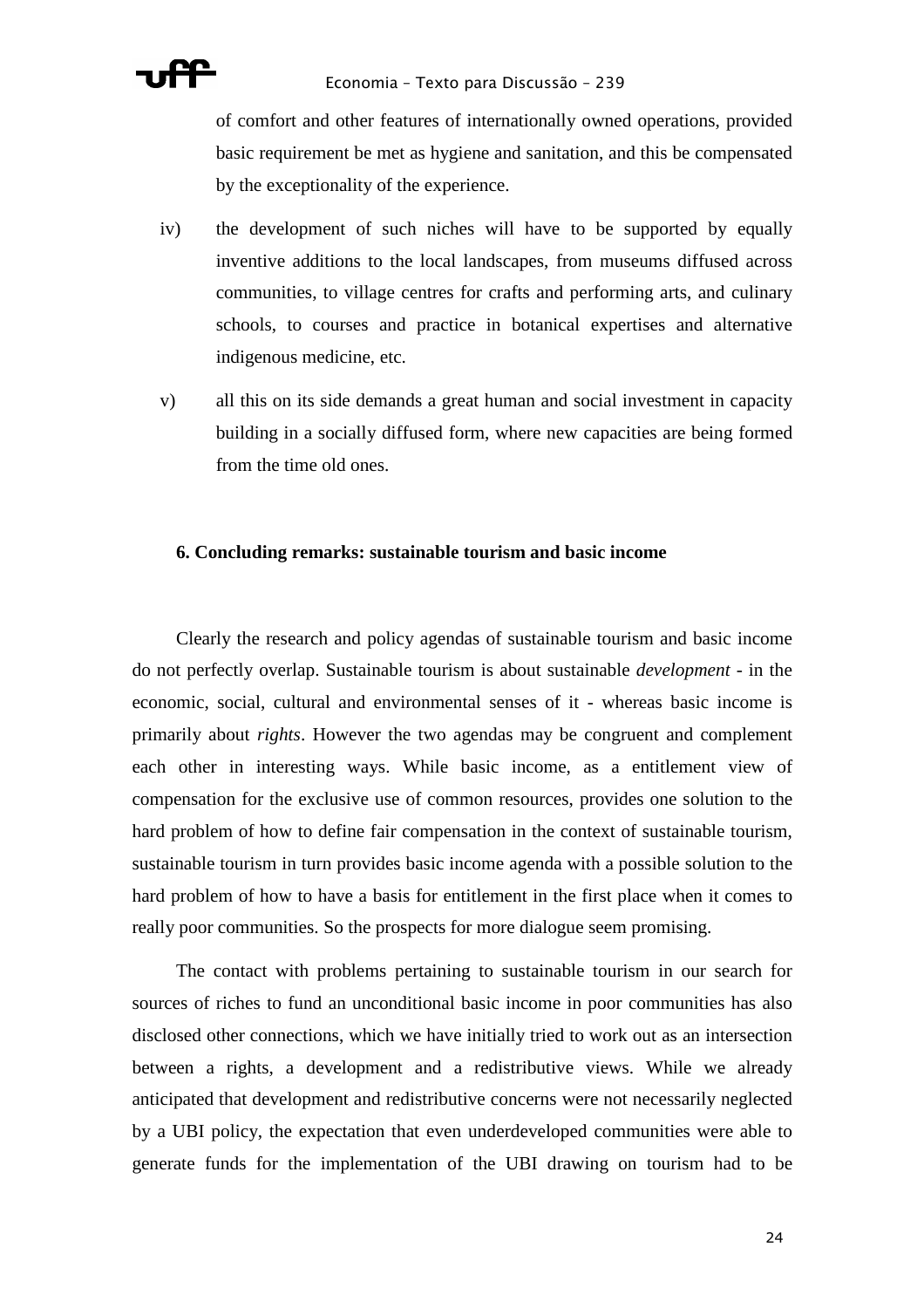of comfort and other features of internationally owned operations, provided basic requirement be met as hygiene and sanitation, and this be compensated by the exceptionality of the experience.

iv) the development of such niches will have to be supported by equally inventive additions to the local landscapes, from museums diffused across communities, to village centres for crafts and performing arts, and culinary schools, to courses and practice in botanical expertises and alternative indigenous medicine, etc.

v) all this on its side demands a great human and social investment in capacity building in a socially diffused form, where new capacities are being formed from the time old ones.

## 6. Concluding remarks: sustainable tourism and basic income

Clearly the research and policy agendas of sustainable tourism and basic income do not perfectly overlap. Sustainable tourism is about sustainable *development* - in the economic, social, cultural and environmental senses of it - whereas basic income is primarily about *rights*. However the two agendas may be congruent and complement each other in interesting ways. While basic income, as a entitlement view of compensation for the exclusive use of common resources, provides one solution to the hard problem of how to define fair compensation in the context of sustainable tourism, sustainable tourism in turn provides basic income agenda with a possible solution to the hard problem of how to have a basis for entitlement in the first place when it comes to really poor communities. So the prospects for more dialogue seem promising.

The contact with problems pertaining to sustainable tourism in our search for sources of riches to fund an unconditional basic income in poor communities has also disclosed other connections, which we have initially tried to work out as an intersection between a rights, a development and a redistributive views. While we already anticipated that development and redistributive concerns were not necessarily neglected by a UBI policy, the expectation that even underdeveloped communities were able to generate funds for the implementation of the UBI drawing on tourism had to be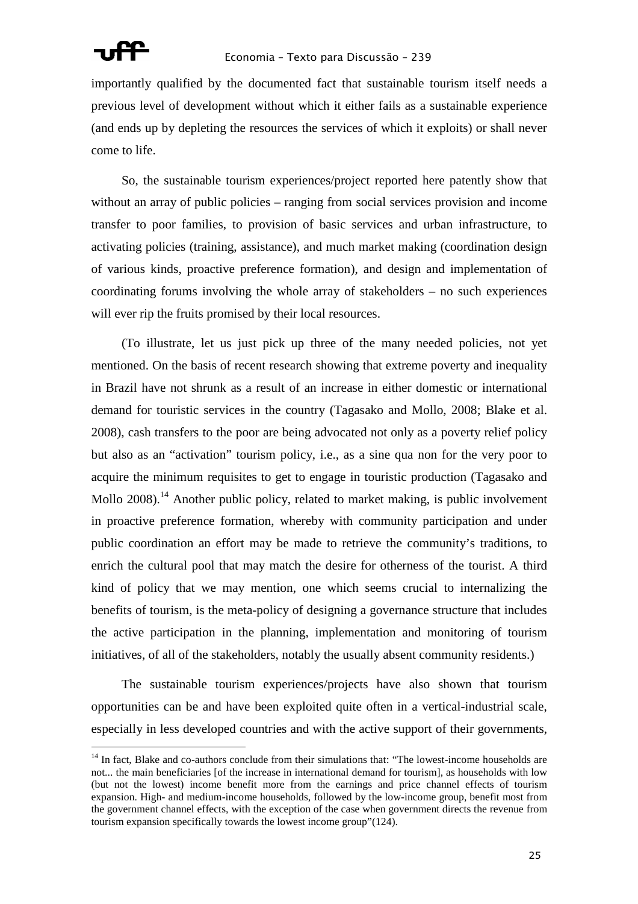importantly qualified by the documented fact that sustainable tourism itself needs a previous level of development without which it either fails as a sustainable experience (and ends up by depleting the resources the services of which it exploits) or shall never come to life.

So, the sustainable tourism experiences/project reported here patently show that without an array of public policies – ranging from social services provision and income transfer to poor families, to provision of basic services and urban infrastructure, to activating policies (training, assistance), and much market making (coordination design of various kinds, proactive preference formation), and design and implementation of coordinating forums involving the whole array of stakeholders – no such experiences will ever rip the fruits promised by their local resources.

(To illustrate, let us just pick up three of the many needed policies, not yet mentioned. On the basis of recent research showing that extreme poverty and inequality in Brazil have not shrunk as a result of an increase in either domestic or international demand for touristic services in the country (Tagasako and Mollo, 2008; Blake et al. 2008), cash transfers to the poor are being advocated not only as a poverty relief policy but also as an "activation" tourism policy, i.e., as a sine qua non for the very poor to acquire the minimum requisites to get to engage in touristic production (Tagasako and Mollo 2008).[14] Another public policy, related to market making, is public involvement in proactive preference formation, whereby with community participation and under public coordination an effort may be made to retrieve the community's traditions, to enrich the cultural pool that may match the desire for otherness of the tourist. A third kind of policy that we may mention, one which seems crucial to internalizing the benefits of tourism, is the meta-policy of designing a governance structure that includes the active participation in the planning, implementation and monitoring of tourism initiatives, of all of the stakeholders, notably the usually absent community residents.)

The sustainable tourism experiences/projects have also shown that tourism opportunities can be and have been exploited quite often in a vertical-industrial scale, especially in less developed countries and with the active support of their governments,

---

[14] In fact, Blake and co-authors conclude from their simulations that: "The lowest-income households are not... the main beneficiaries [of the increase in international demand for tourism], as households with low (but not the lowest) income benefit more from the earnings and price channel effects of tourism expansion. High- and medium-income households, followed by the low-income group, benefit most from the government channel effects, with the exception of the case when government directs the revenue from tourism expansion specifically towards the lowest income group"(124).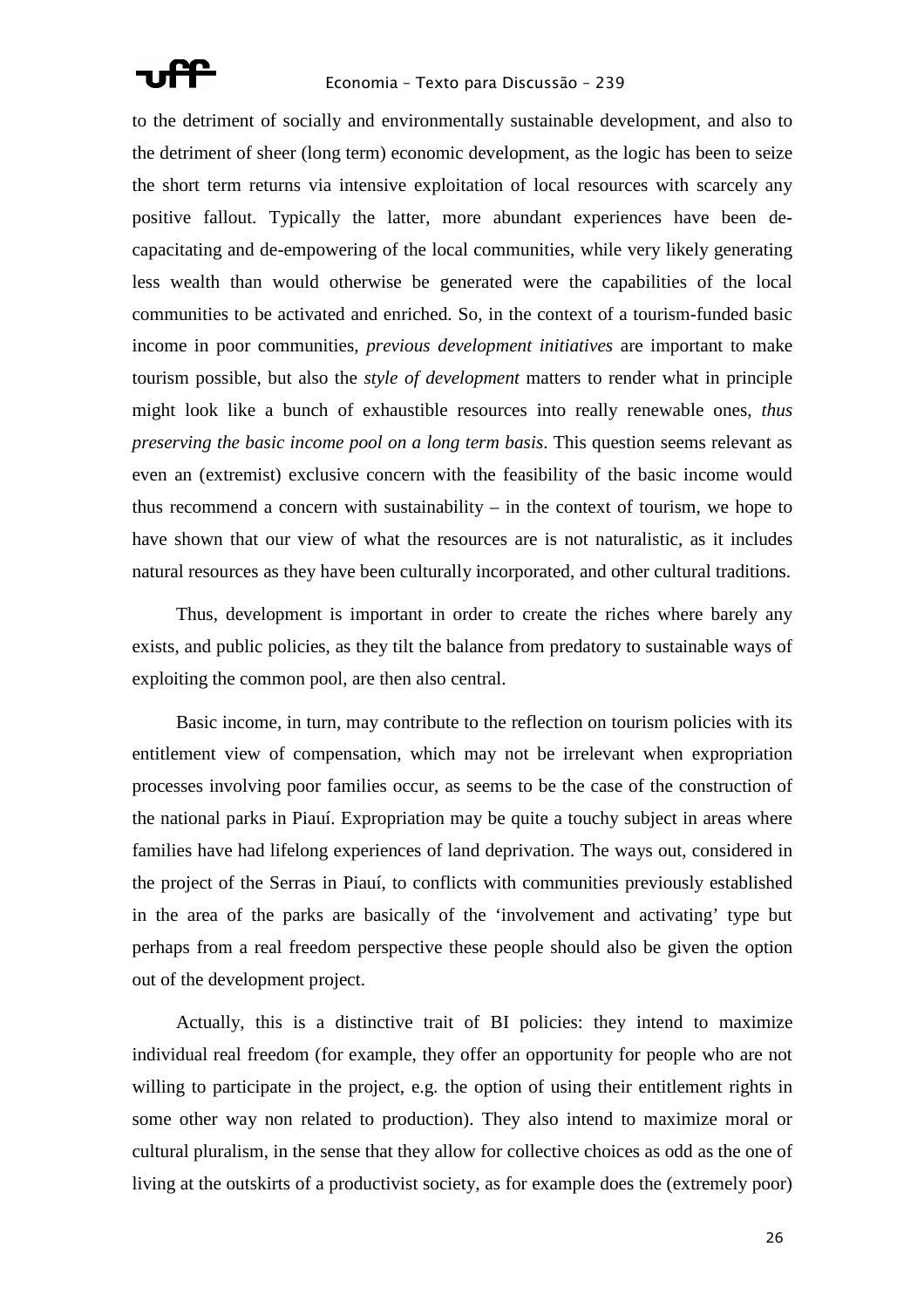to the detriment of socially and environmentally sustainable development, and also to the detriment of sheer (long term) economic development, as the logic has been to seize the short term returns via intensive exploitation of local resources with scarcely any positive fallout. Typically the latter, more abundant experiences have been de-capacitating and de-empowering of the local communities, while very likely generating less wealth than would otherwise be generated were the capabilities of the local communities to be activated and enriched. So, in the context of a tourism-funded basic income in poor communities, *previous development initiatives* are important to make tourism possible, but also the *style of development* matters to render what in principle might look like a bunch of exhaustible resources into really renewable ones, *thus preserving the basic income pool on a long term basis*. This question seems relevant as even an (extremist) exclusive concern with the feasibility of the basic income would thus recommend a concern with sustainability – in the context of tourism, we hope to have shown that our view of what the resources are is not naturalistic, as it includes natural resources as they have been culturally incorporated, and other cultural traditions.

Thus, development is important in order to create the riches where barely any exists, and public policies, as they tilt the balance from predatory to sustainable ways of exploiting the common pool, are then also central.

Basic income, in turn, may contribute to the reflection on tourism policies with its entitlement view of compensation, which may not be irrelevant when expropriation processes involving poor families occur, as seems to be the case of the construction of the national parks in Piauí. Expropriation may be quite a touchy subject in areas where families have had lifelong experiences of land deprivation. The ways out, considered in the project of the Serras in Piauí, to conflicts with communities previously established in the area of the parks are basically of the 'involvement and activating' type but perhaps from a real freedom perspective these people should also be given the option out of the development project.

Actually, this is a distinctive trait of BI policies: they intend to maximize individual real freedom (for example, they offer an opportunity for people who are not willing to participate in the project, e.g. the option of using their entitlement rights in some other way non related to production). They also intend to maximize moral or cultural pluralism, in the sense that they allow for collective choices as odd as the one of living at the outskirts of a productivist society, as for example does the (extremely poor)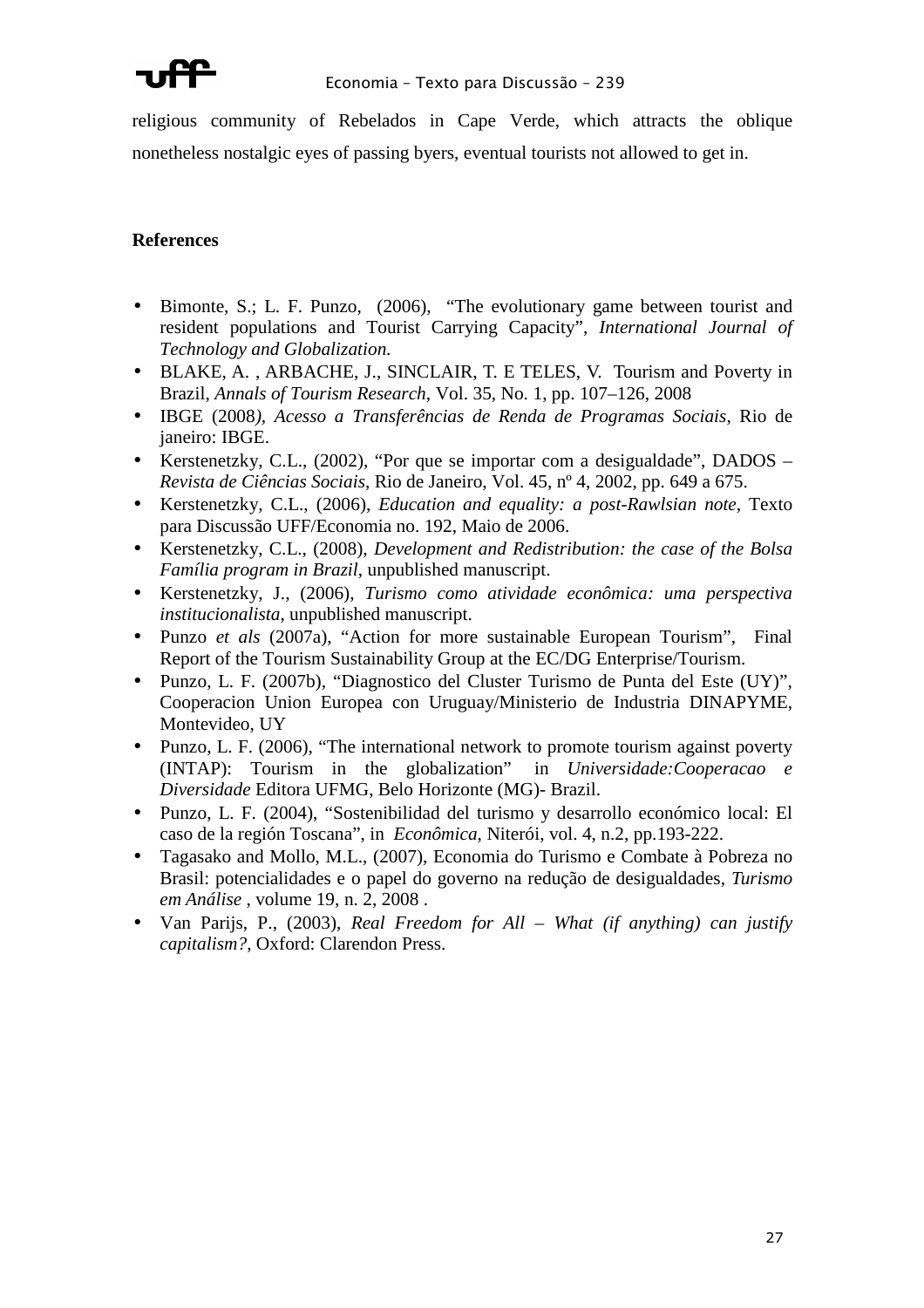religious community of Rebelados in Cape Verde, which attracts the oblique nonetheless nostalgic eyes of passing byers, eventual tourists not allowed to get in.

**References**

- Bimonte, S.; L. F. Punzo, (2006), "The evolutionary game between tourist and resident populations and Tourist Carrying Capacity", *International Journal of Technology and Globalization.*
- BLAKE, A. , ARBACHE, J., SINCLAIR, T. E TELES, V. Tourism and Poverty in Brazil, *Annals of Tourism Research*, Vol. 35, No. 1, pp. 107–126, 2008
- IBGE (2008*), Acesso a Transferências de Renda de Programas Sociais*, Rio de janeiro: IBGE.
- Kerstenetzky, C.L., (2002), "Por que se importar com a desigualdade", DADOS – *Revista de Ciências Sociais*, Rio de Janeiro, Vol. 45, nº 4, 2002, pp. 649 a 675.
- Kerstenetzky, C.L., (2006), *Education and equality: a post-Rawlsian note*, Texto para Discussão UFF/Economia no. 192, Maio de 2006.
- Kerstenetzky, C.L., (2008), *Development and Redistribution: the case of the Bolsa Família program in Brazil*, unpublished manuscript.
- Kerstenetzky, J., (2006), *Turismo como atividade econômica: uma perspectiva institucionalista*, unpublished manuscript.
- Punzo *et als* (2007a), "Action for more sustainable European Tourism", Final Report of the Tourism Sustainability Group at the EC/DG Enterprise/Tourism.
- Punzo, L. F. (2007b), "Diagnostico del Cluster Turismo de Punta del Este (UY)", Cooperacion Union Europea con Uruguay/Ministerio de Industria DINAPYME, Montevideo, UY
- Punzo, L. F. (2006), "The international network to promote tourism against poverty (INTAP): Tourism in the globalization" in *Universidade:Cooperacao e Diversidade* Editora UFMG, Belo Horizonte (MG)- Brazil.
- Punzo, L. F. (2004), "Sostenibilidad del turismo y desarrollo económico local: El caso de la región Toscana", in *Econômica*, Niterói, vol. 4, n.2, pp.193-222.
- Tagasako and Mollo, M.L., (2007), Economia do Turismo e Combate à Pobreza no Brasil: potencialidades e o papel do governo na redução de desigualdades, *Turismo em Análise* , volume 19, n. 2, 2008 .
- Van Parijs, P., (2003), *Real Freedom for All – What (if anything) can justify capitalism?*, Oxford: Clarendon Press.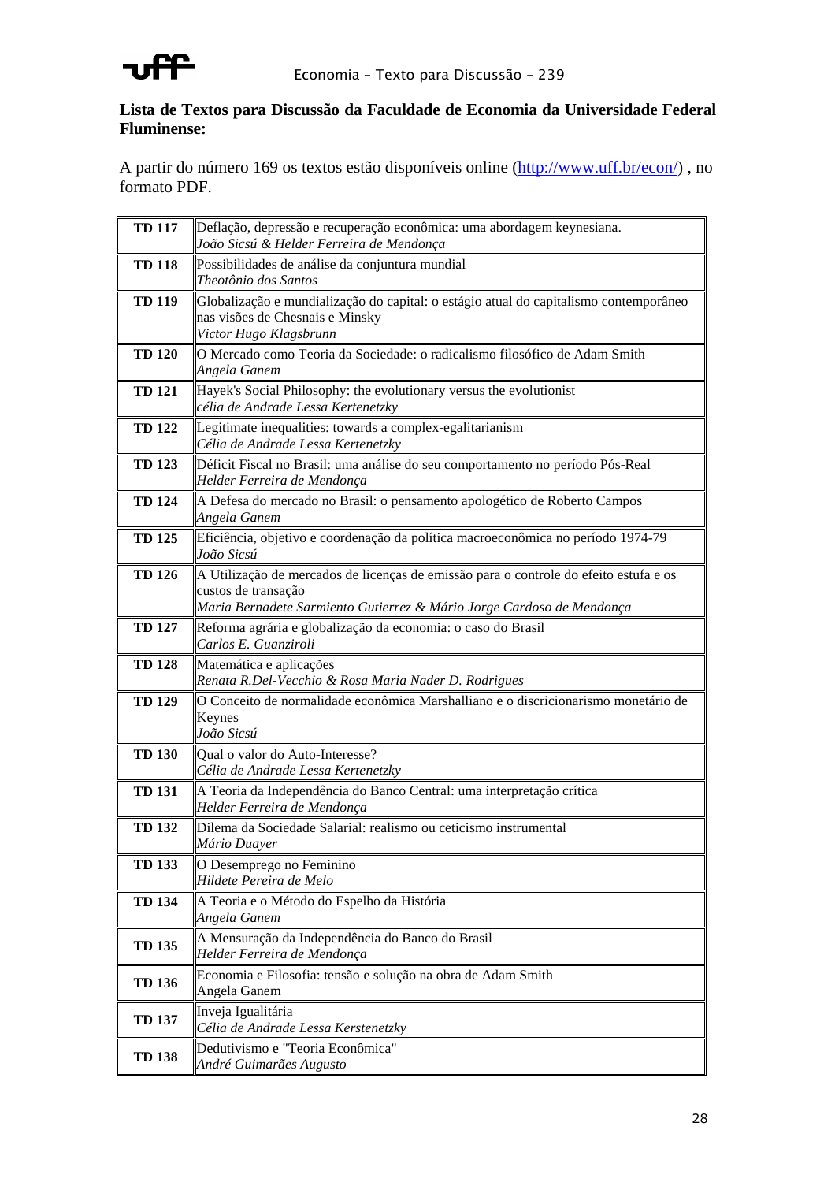**Lista de Textos para Discussão da Faculdade de Economia da Universidade Federal Fluminense:**

A partir do número 169 os textos estão disponíveis online (http://www.uff.br/econ/) , no formato PDF.

| | |
|---|---|
| **TD 117** | Deflação, depressão e recuperação econômica: uma abordagem keynesiana.<br>*João Sicsú & Helder Ferreira de Mendonça* |
| **TD 118** | Possibilidades de análise da conjuntura mundial<br>*Theotônio dos Santos* |
| **TD 119** | Globalização e mundialização do capital: o estágio atual do capitalismo contemporâneo nas visões de Chesnais e Minsky<br>*Victor Hugo Klagsbrunn* |
| **TD 120** | O Mercado como Teoria da Sociedade: o radicalismo filosófico de Adam Smith<br>*Angela Ganem* |
| **TD 121** | Hayek's Social Philosophy: the evolutionary versus the evolutionist<br>*célia de Andrade Lessa Kertenetzky* |
| **TD 122** | Legitimate inequalities: towards a complex-egalitarianism<br>*Célia de Andrade Lessa Kertenetzky* |
| **TD 123** | Déficit Fiscal no Brasil: uma análise do seu comportamento no período Pós-Real<br>*Helder Ferreira de Mendonça* |
| **TD 124** | A Defesa do mercado no Brasil: o pensamento apologético de Roberto Campos<br>*Angela Ganem* |
| **TD 125** | Eficiência, objetivo e coordenação da política macroeconômica no período 1974-79<br>*João Sicsú* |
| **TD 126** | A Utilização de mercados de licenças de emissão para o controle do efeito estufa e os custos de transação<br>*Maria Bernadete Sarmiento Gutierrez & Mário Jorge Cardoso de Mendonça* |
| **TD 127** | Reforma agrária e globalização da economia: o caso do Brasil<br>*Carlos E. Guanziroli* |
| **TD 128** | Matemática e aplicações<br>*Renata R.Del-Vecchio & Rosa Maria Nader D. Rodrigues* |
| **TD 129** | O Conceito de normalidade econômica Marshalliano e o discricionarismo monetário de Keynes<br>*João Sicsú* |
| **TD 130** | Qual o valor do Auto-Interesse?<br>*Célia de Andrade Lessa Kertenetzky* |
| **TD 131** | A Teoria da Independência do Banco Central: uma interpretação crítica<br>*Helder Ferreira de Mendonça* |
| **TD 132** | Dilema da Sociedade Salarial: realismo ou ceticismo instrumental<br>*Mário Duayer* |
| **TD 133** | O Desemprego no Feminino<br>*Hildete Pereira de Melo* |
| **TD 134** | A Teoria e o Método do Espelho da História<br>*Angela Ganem* |
| **TD 135** | A Mensuração da Independência do Banco do Brasil<br>*Helder Ferreira de Mendonça* |
| **TD 136** | Economia e Filosofia: tensão e solução na obra de Adam Smith<br>Angela Ganem |
| **TD 137** | Inveja Igualitária<br>*Célia de Andrade Lessa Kerstenetzky* |
| **TD 138** | Dedutivismo e "Teoria Econômica"<br>*André Guimarães Augusto* |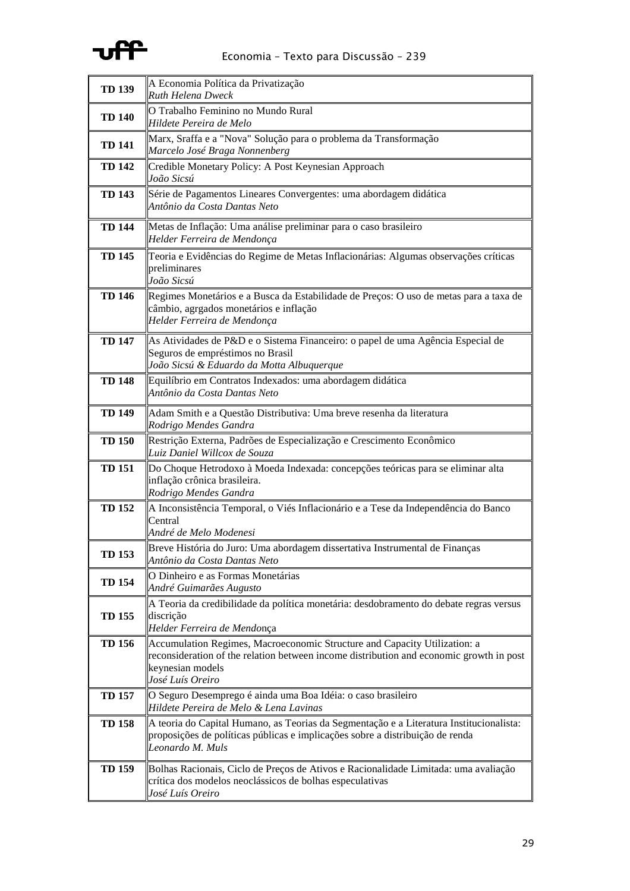| | |
|---|---|
| **TD 139** | A Economia Política da Privatização<br>*Ruth Helena Dweck* |
| **TD 140** | O Trabalho Feminino no Mundo Rural<br>*Hildete Pereira de Melo* |
| **TD 141** | Marx, Sraffa e a "Nova" Solução para o problema da Transformação<br>*Marcelo José Braga Nonnenberg* |
| **TD 142** | Credible Monetary Policy: A Post Keynesian Approach<br>*João Sicsú* |
| **TD 143** | Série de Pagamentos Lineares Convergentes: uma abordagem didática<br>*Antônio da Costa Dantas Neto* |
| **TD 144** | Metas de Inflação: Uma análise preliminar para o caso brasileiro<br>*Helder Ferreira de Mendonça* |
| **TD 145** | Teoria e Evidências do Regime de Metas Inflacionárias: Algumas observações críticas preliminares<br>*João Sicsú* |
| **TD 146** | Regimes Monetários e a Busca da Estabilidade de Preços: O uso de metas para a taxa de câmbio, agrgados monetários e inflação<br>*Helder Ferreira de Mendonça* |
| **TD 147** | As Atividades de P&D e o Sistema Financeiro: o papel de uma Agência Especial de Seguros de empréstimos no Brasil<br>*João Sicsú & Eduardo da Motta Albuquerque* |
| **TD 148** | Equilíbrio em Contratos Indexados: uma abordagem didática<br>*Antônio da Costa Dantas Neto* |
| **TD 149** | Adam Smith e a Questão Distributiva: Uma breve resenha da literatura<br>*Rodrigo Mendes Gandra* |
| **TD 150** | Restrição Externa, Padrões de Especialização e Crescimento Econômico<br>*Luiz Daniel Willcox de Souza* |
| **TD 151** | Do Choque Hetrodoxo à Moeda Indexada: concepções teóricas para se eliminar alta inflação crônica brasileira.<br>*Rodrigo Mendes Gandra* |
| **TD 152** | A Inconsistência Temporal, o Viés Inflacionário e a Tese da Independência do Banco Central<br>*André de Melo Modenesi* |
| **TD 153** | Breve História do Juro: Uma abordagem dissertativa Instrumental de Finanças<br>*Antônio da Costa Dantas Neto* |
| **TD 154** | O Dinheiro e as Formas Monetárias<br>*André Guimarães Augusto* |
| **TD 155** | A Teoria da credibilidade da política monetária: desdobramento do debate regras versus discrição<br>*Helder Ferreira de Mendonça* |
| **TD 156** | Accumulation Regimes, Macroeconomic Structure and Capacity Utilization: a reconsideration of the relation between income distribution and economic growth in post keynesian models<br>*José Luís Oreiro* |
| **TD 157** | O Seguro Desemprego é ainda uma Boa Idéia: o caso brasileiro<br>*Hildete Pereira de Melo & Lena Lavinas* |
| **TD 158** | A teoria do Capital Humano, as Teorias da Segmentação e a Literatura Institucionalista: proposições de políticas públicas e implicações sobre a distribuição de renda<br>*Leonardo M. Muls* |
| **TD 159** | Bolhas Racionais, Ciclo de Preços de Ativos e Racionalidade Limitada: uma avaliação crítica dos modelos neoclássicos de bolhas especulativas<br>*José Luís Oreiro* |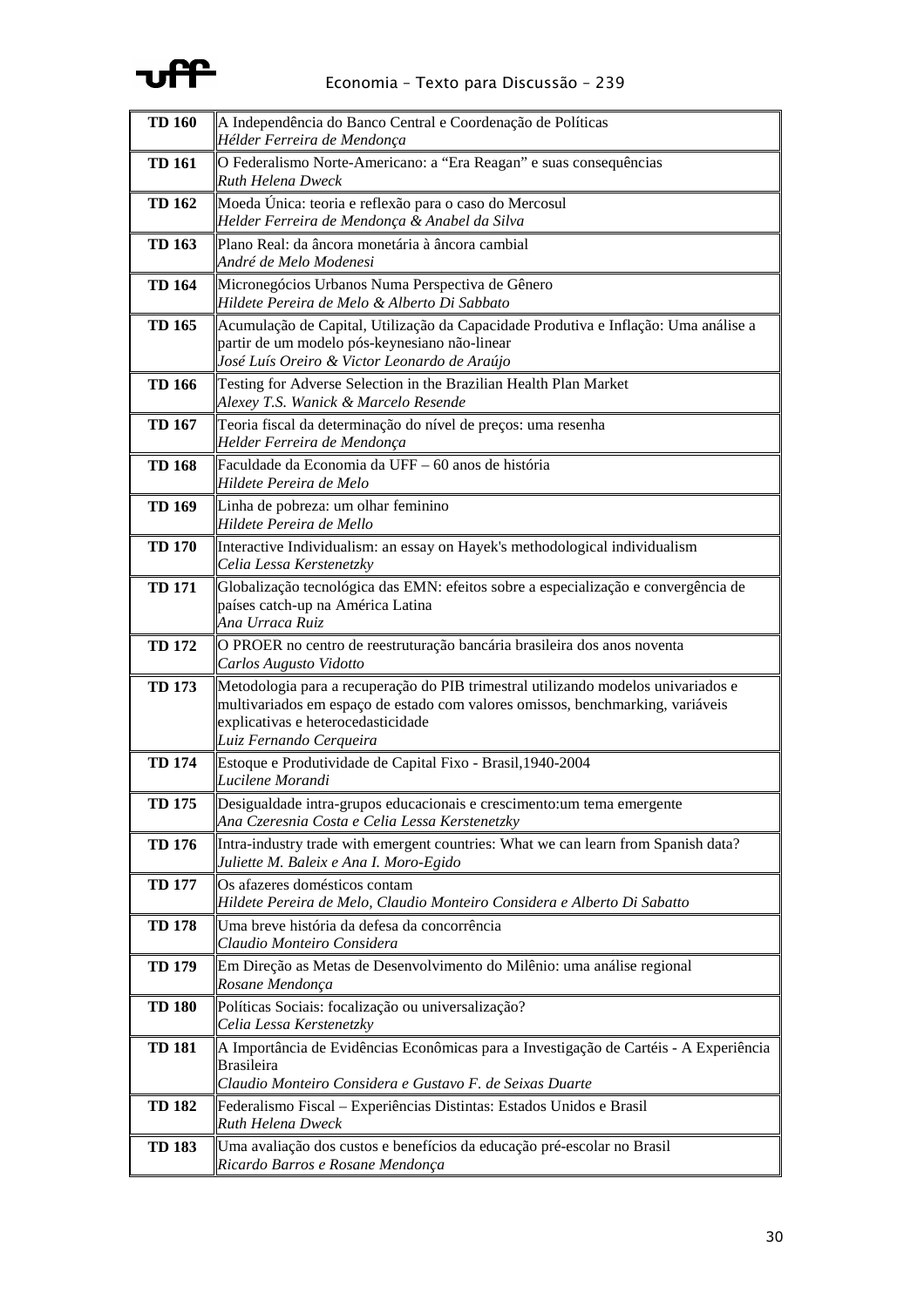| | |
|---|---|
| **TD 160** | A Independência do Banco Central e Coordenação de Políticas<br>*Hélder Ferreira de Mendonça* |
| **TD 161** | O Federalismo Norte-Americano: a “Era Reagan” e suas consequências<br>*Ruth Helena Dweck* |
| **TD 162** | Moeda Única: teoria e reflexão para o caso do Mercosul<br>*Helder Ferreira de Mendonça & Anabel da Silva* |
| **TD 163** | Plano Real: da âncora monetária à âncora cambial<br>*André de Melo Modenesi* |
| **TD 164** | Micronegócios Urbanos Numa Perspectiva de Gênero<br>*Hildete Pereira de Melo & Alberto Di Sabbato* |
| **TD 165** | Acumulação de Capital, Utilização da Capacidade Produtiva e Inflação: Uma análise a partir de um modelo pós-keynesiano não-linear<br>*José Luís Oreiro & Victor Leonardo de Araújo* |
| **TD 166** | Testing for Adverse Selection in the Brazilian Health Plan Market<br>*Alexey T.S. Wanick & Marcelo Resende* |
| **TD 167** | Teoria fiscal da determinação do nível de preços: uma resenha<br>*Helder Ferreira de Mendonça* |
| **TD 168** | Faculdade da Economia da UFF – 60 anos de história<br>*Hildete Pereira de Melo* |
| **TD 169** | Linha de pobreza: um olhar feminino<br>*Hildete Pereira de Mello* |
| **TD 170** | Interactive Individualism: an essay on Hayek's methodological individualism<br>*Celia Lessa Kerstenetzky* |
| **TD 171** | Globalização tecnológica das EMN: efeitos sobre a especialização e convergência de países catch-up na América Latina<br>*Ana Urraca Ruiz* |
| **TD 172** | O PROER no centro de reestruturação bancária brasileira dos anos noventa<br>*Carlos Augusto Vidotto* |
| **TD 173** | Metodologia para a recuperação do PIB trimestral utilizando modelos univariados e multivariados em espaço de estado com valores omissos, benchmarking, variáveis explicativas e heterocedasticidade<br>*Luiz Fernando Cerqueira* |
| **TD 174** | Estoque e Produtividade de Capital Fixo - Brasil,1940-2004<br>*Lucilene Morandi* |
| **TD 175** | Desigualdade intra-grupos educacionais e crescimento:um tema emergente<br>*Ana Czeresnia Costa e Celia Lessa Kerstenetzky* |
| **TD 176** | Intra-industry trade with emergent countries: What we can learn from Spanish data?<br>*Juliette M. Baleix e Ana I. Moro-Egido* |
| **TD 177** | Os afazeres domésticos contam<br>*Hildete Pereira de Melo, Claudio Monteiro Considera e Alberto Di Sabatto* |
| **TD 178** | Uma breve história da defesa da concorrência<br>*Claudio Monteiro Considera* |
| **TD 179** | Em Direção as Metas de Desenvolvimento do Milênio: uma análise regional<br>*Rosane Mendonça* |
| **TD 180** | Políticas Sociais: focalização ou universalização?<br>*Celia Lessa Kerstenetzky* |
| **TD 181** | A Importância de Evidências Econômicas para a Investigação de Cartéis - A Experiência Brasileira<br>*Claudio Monteiro Considera e Gustavo F. de Seixas Duarte* |
| **TD 182** | Federalismo Fiscal – Experiências Distintas: Estados Unidos e Brasil<br>*Ruth Helena Dweck* |
| **TD 183** | Uma avaliação dos custos e benefícios da educação pré-escolar no Brasil<br>*Ricardo Barros e Rosane Mendonça* |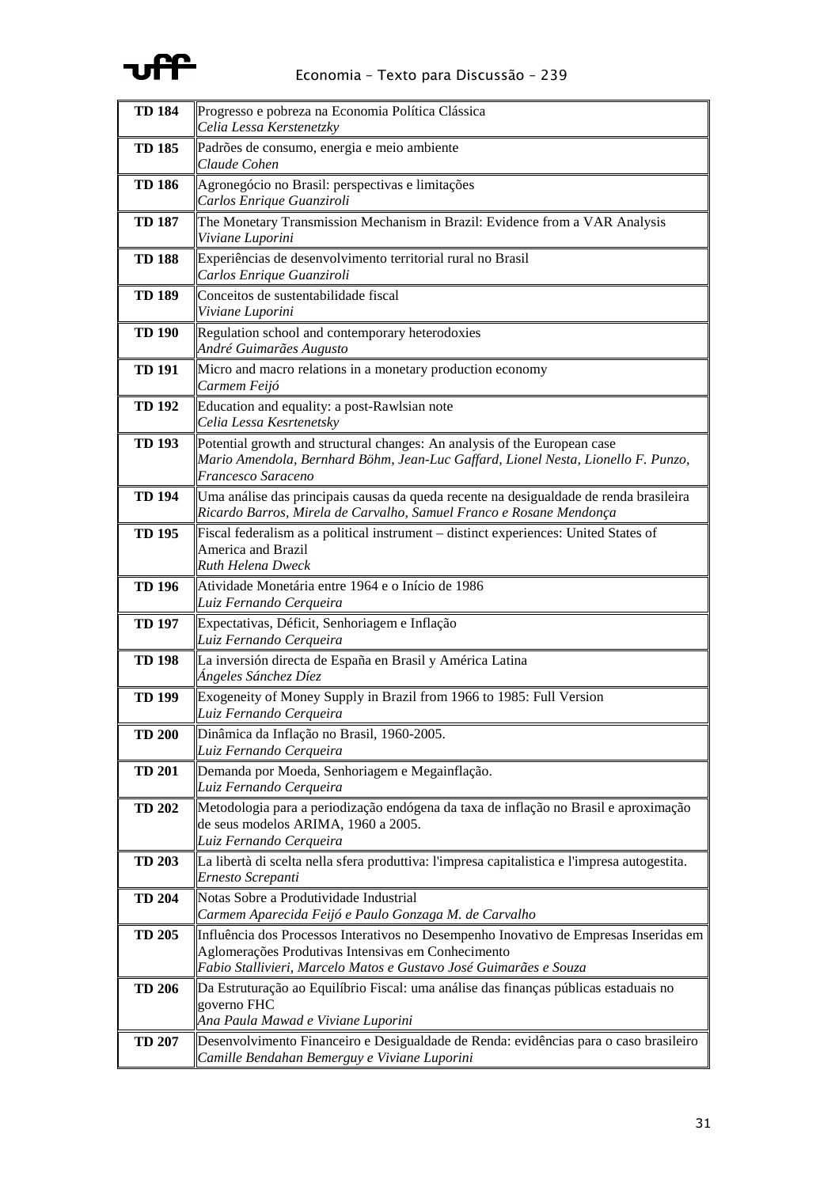| | |
|---|---|
| **TD 184** | Progresso e pobreza na Economia Política Clássica<br>*Celia Lessa Kerstenetzky* |
| **TD 185** | Padrões de consumo, energia e meio ambiente<br>*Claude Cohen* |
| **TD 186** | Agronegócio no Brasil: perspectivas e limitações<br>*Carlos Enrique Guanziroli* |
| **TD 187** | The Monetary Transmission Mechanism in Brazil: Evidence from a VAR Analysis<br>*Viviane Luporini* |
| **TD 188** | Experiências de desenvolvimento territorial rural no Brasil<br>*Carlos Enrique Guanziroli* |
| **TD 189** | Conceitos de sustentabilidade fiscal<br>*Viviane Luporini* |
| **TD 190** | Regulation school and contemporary heterodoxies<br>*André Guimarães Augusto* |
| **TD 191** | Micro and macro relations in a monetary production economy<br>*Carmem Feijó* |
| **TD 192** | Education and equality: a post-Rawlsian note<br>*Celia Lessa Kesrtenetsky* |
| **TD 193** | Potential growth and structural changes: An analysis of the European case<br>*Mario Amendola, Bernhard Böhm, Jean-Luc Gaffard, Lionel Nesta, Lionello F. Punzo, Francesco Saraceno* |
| **TD 194** | Uma análise das principais causas da queda recente na desigualdade de renda brasileira<br>*Ricardo Barros, Mirela de Carvalho, Samuel Franco e Rosane Mendonça* |
| **TD 195** | Fiscal federalism as a political instrument – distinct experiences: United States of America and Brazil<br>*Ruth Helena Dweck* |
| **TD 196** | Atividade Monetária entre 1964 e o Início de 1986<br>*Luiz Fernando Cerqueira* |
| **TD 197** | Expectativas, Déficit, Senhoriagem e Inflação<br>*Luiz Fernando Cerqueira* |
| **TD 198** | La inversión directa de España en Brasil y América Latina<br>*Ángeles Sánchez Díez* |
| **TD 199** | Exogeneity of Money Supply in Brazil from 1966 to 1985: Full Version<br>*Luiz Fernando Cerqueira* |
| **TD 200** | Dinâmica da Inflação no Brasil, 1960-2005.<br>*Luiz Fernando Cerqueira* |
| **TD 201** | Demanda por Moeda, Senhoriagem e Megainflação.<br>*Luiz Fernando Cerqueira* |
| **TD 202** | Metodologia para a periodização endógena da taxa de inflação no Brasil e aproximação de seus modelos ARIMA, 1960 a 2005.<br>*Luiz Fernando Cerqueira* |
| **TD 203** | La libertà di scelta nella sfera produttiva: l'impresa capitalistica e l'impresa autogestita.<br>*Ernesto Screpanti* |
| **TD 204** | Notas Sobre a Produtividade Industrial<br>*Carmem Aparecida Feijó e Paulo Gonzaga M. de Carvalho* |
| **TD 205** | Influência dos Processos Interativos no Desempenho Inovativo de Empresas Inseridas em Aglomerações Produtivas Intensivas em Conhecimento<br>*Fabio Stallivieri, Marcelo Matos e Gustavo José Guimarães e Souza* |
| **TD 206** | Da Estruturação ao Equilíbrio Fiscal: uma análise das finanças públicas estaduais no governo FHC<br>*Ana Paula Mawad e Viviane Luporini* |
| **TD 207** | Desenvolvimento Financeiro e Desigualdade de Renda: evidências para o caso brasileiro<br>*Camille Bendahan Bemerguy e Viviane Luporini* |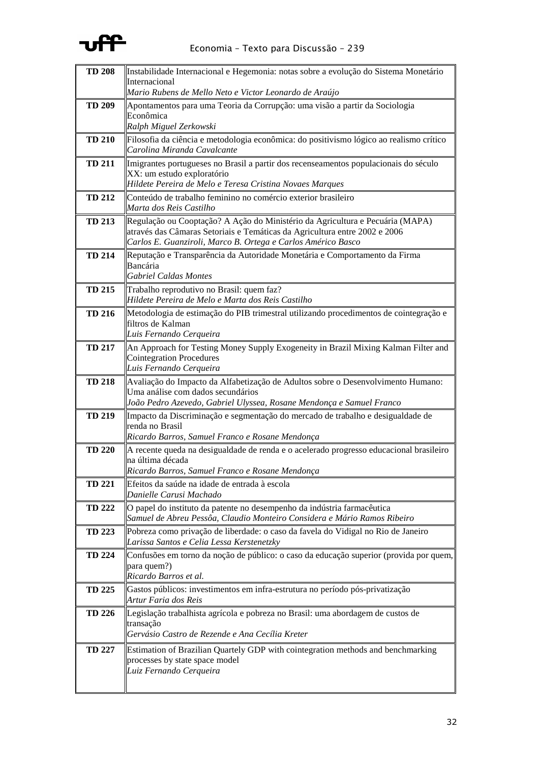| | |
|---|---|
| **TD 208** | Instabilidade Internacional e Hegemonia: notas sobre a evolução do Sistema Monetário Internacional<br>*Mario Rubens de Mello Neto e Victor Leonardo de Araújo* |
| **TD 209** | Apontamentos para uma Teoria da Corrupção: uma visão a partir da Sociologia Econômica<br>*Ralph Miguel Zerkowski* |
| **TD 210** | Filosofia da ciência e metodologia econômica: do positivismo lógico ao realismo crítico<br>*Carolina Miranda Cavalcante* |
| **TD 211** | Imigrantes portugueses no Brasil a partir dos recenseamentos populacionais do século XX: um estudo exploratório<br>*Hildete Pereira de Melo e Teresa Cristina Novaes Marques* |
| **TD 212** | Conteúdo de trabalho feminino no comércio exterior brasileiro<br>*Marta dos Reis Castilho* |
| **TD 213** | Regulação ou Cooptação? A Ação do Ministério da Agricultura e Pecuária (MAPA) através das Câmaras Setoriais e Temáticas da Agricultura entre 2002 e 2006<br>*Carlos E. Guanziroli, Marco B. Ortega e Carlos Américo Basco* |
| **TD 214** | Reputação e Transparência da Autoridade Monetária e Comportamento da Firma Bancária<br>*Gabriel Caldas Montes* |
| **TD 215** | Trabalho reprodutivo no Brasil: quem faz?<br>*Hildete Pereira de Melo e Marta dos Reis Castilho* |
| **TD 216** | Metodologia de estimação do PIB trimestral utilizando procedimentos de cointegração e filtros de Kalman<br>*Luis Fernando Cerqueira* |
| **TD 217** | An Approach for Testing Money Supply Exogeneity in Brazil Mixing Kalman Filter and Cointegration Procedures<br>*Luis Fernando Cerqueira* |
| **TD 218** | Avaliação do Impacto da Alfabetização de Adultos sobre o Desenvolvimento Humano: Uma análise com dados secundários<br>*João Pedro Azevedo, Gabriel Ulyssea, Rosane Mendonça e Samuel Franco* |
| **TD 219** | Impacto da Discriminação e segmentação do mercado de trabalho e desigualdade de renda no Brasil<br>*Ricardo Barros, Samuel Franco e Rosane Mendonça* |
| **TD 220** | A recente queda na desigualdade de renda e o acelerado progresso educacional brasileiro na última década<br>*Ricardo Barros, Samuel Franco e Rosane Mendonça* |
| **TD 221** | Efeitos da saúde na idade de entrada à escola<br>*Danielle Carusi Machado* |
| **TD 222** | O papel do instituto da patente no desempenho da indústria farmacêutica<br>*Samuel de Abreu Pessôa, Claudio Monteiro Considera e Mário Ramos Ribeiro* |
| **TD 223** | Pobreza como privação de liberdade: o caso da favela do Vidigal no Rio de Janeiro<br>*Larissa Santos e Celia Lessa Kerstenetzky* |
| **TD 224** | Confusões em torno da noção de público: o caso da educação superior (provida por quem, para quem?)<br>*Ricardo Barros et al.* |
| **TD 225** | Gastos públicos: investimentos em infra-estrutura no período pós-privatização<br>*Artur Faria dos Reis* |
| **TD 226** | Legislação trabalhista agrícola e pobreza no Brasil: uma abordagem de custos de transação<br>*Gervásio Castro de Rezende e Ana Cecília Kreter* |
| **TD 227** | Estimation of Brazilian Quartely GDP with cointegration methods and benchmarking processes by state space model<br>*Luiz Fernando Cerqueira* |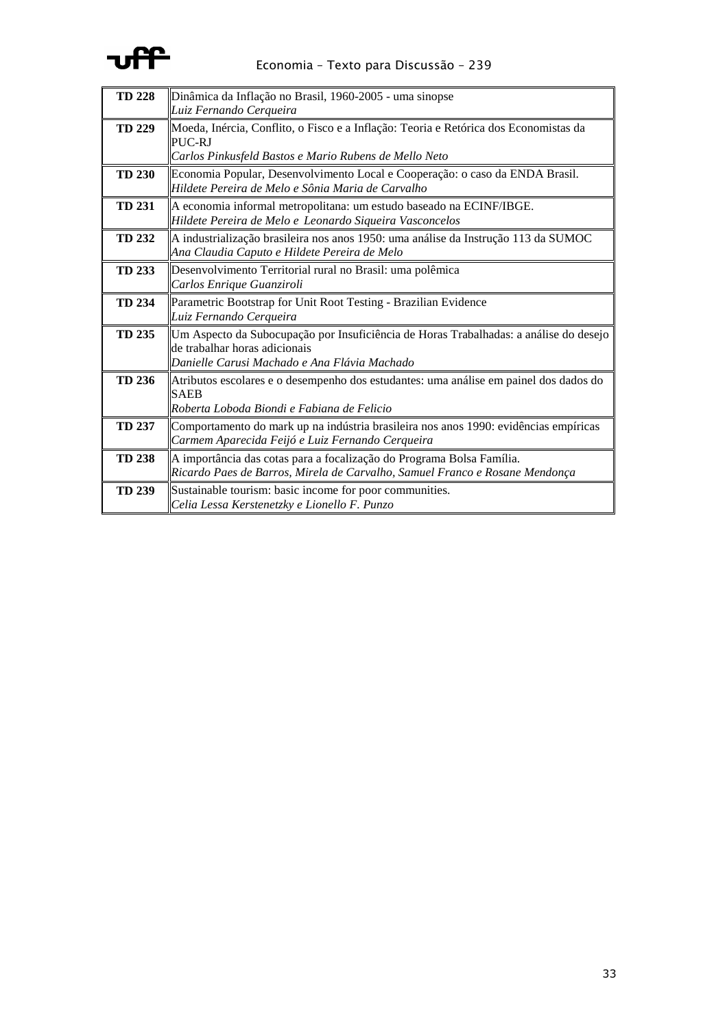| | |
|---|---|
| **TD 228** | Dinâmica da Inflação no Brasil, 1960-2005 - uma sinopse<br>*Luiz Fernando Cerqueira* |
| **TD 229** | Moeda, Inércia, Conflito, o Fisco e a Inflação: Teoria e Retórica dos Economistas da PUC-RJ<br>*Carlos Pinkusfeld Bastos e Mario Rubens de Mello Neto* |
| **TD 230** | Economia Popular, Desenvolvimento Local e Cooperação: o caso da ENDA Brasil.<br>*Hildete Pereira de Melo e Sônia Maria de Carvalho* |
| **TD 231** | A economia informal metropolitana: um estudo baseado na ECINF/IBGE.<br>*Hildete Pereira de Melo e Leonardo Siqueira Vasconcelos* |
| **TD 232** | A industrialização brasileira nos anos 1950: uma análise da Instrução 113 da SUMOC<br>*Ana Claudia Caputo e Hildete Pereira de Melo* |
| **TD 233** | Desenvolvimento Territorial rural no Brasil: uma polêmica<br>*Carlos Enrique Guanziroli* |
| **TD 234** | Parametric Bootstrap for Unit Root Testing - Brazilian Evidence<br>*Luiz Fernando Cerqueira* |
| **TD 235** | Um Aspecto da Subocupação por Insuficiência de Horas Trabalhadas: a análise do desejo de trabalhar horas adicionais<br>*Danielle Carusi Machado e Ana Flávia Machado* |
| **TD 236** | Atributos escolares e o desempenho dos estudantes: uma análise em painel dos dados do SAEB<br>*Roberta Loboda Biondi e Fabiana de Felicio* |
| **TD 237** | Comportamento do mark up na indústria brasileira nos anos 1990: evidências empíricas<br>*Carmem Aparecida Feijó e Luiz Fernando Cerqueira* |
| **TD 238** | A importância das cotas para a focalização do Programa Bolsa Família.<br>*Ricardo Paes de Barros, Mirela de Carvalho, Samuel Franco e Rosane Mendonça* |
| **TD 239** | Sustainable tourism: basic income for poor communities.<br>*Celia Lessa Kerstenetzky e Lionello F. Punzo* |